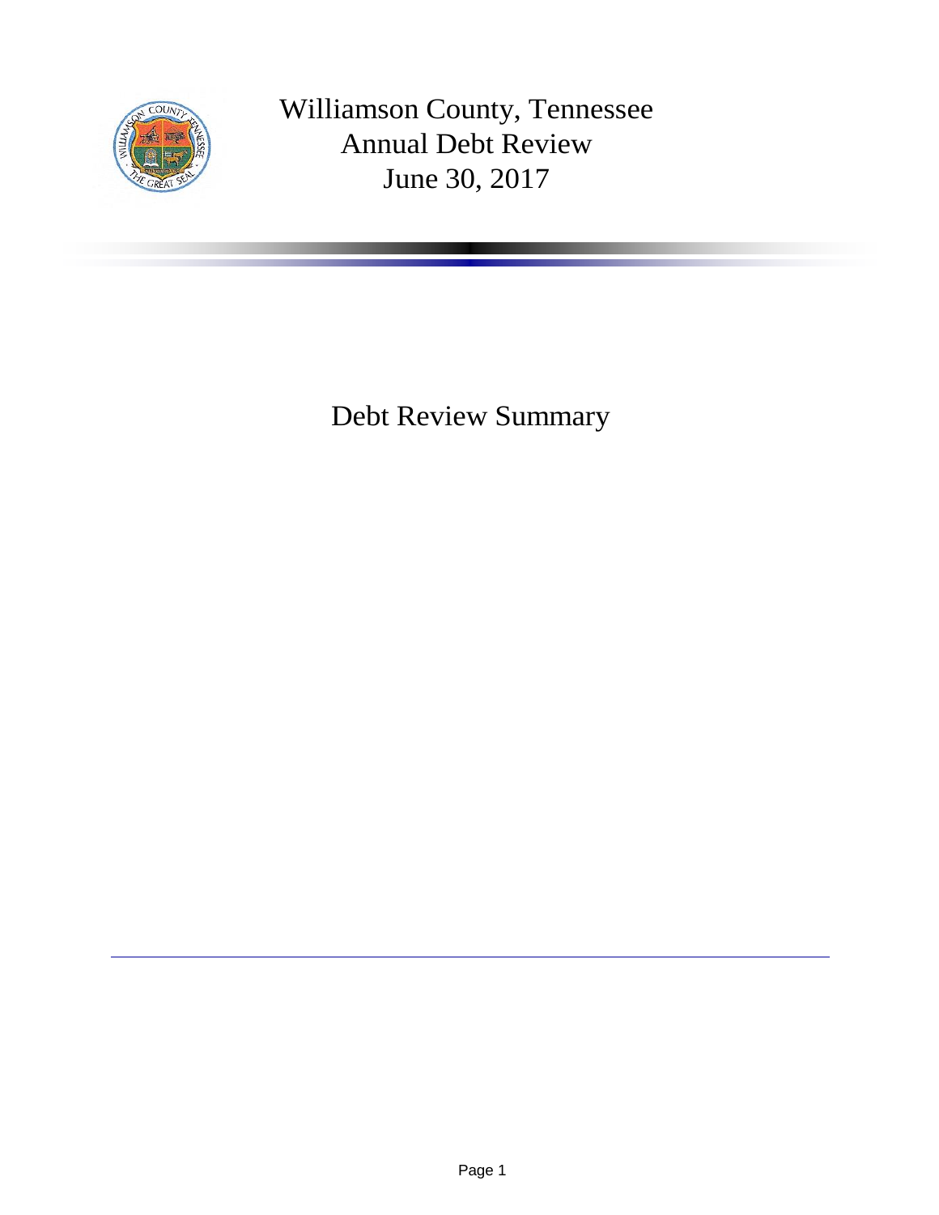# Williamson County, Tennessee
# Annual Debt Review
# June 30, 2017

## Debt Review Summary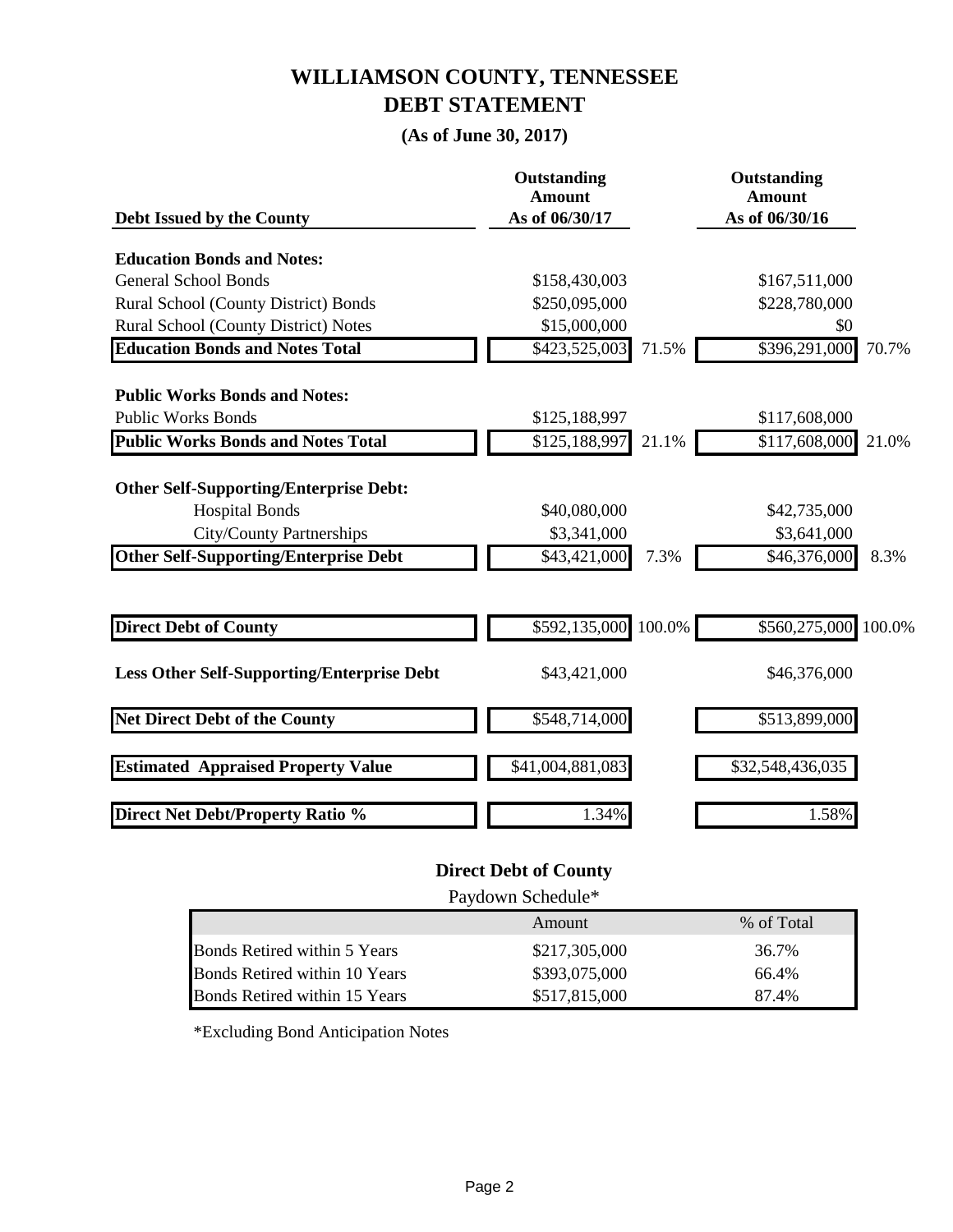# WILLIAMSON COUNTY, TENNESSEE
# DEBT STATEMENT

**(As of June 30, 2017)**

| Debt Issued by the County | Outstanding Amount As of 06/30/17 | | Outstanding Amount As of 06/30/16 | |
|---|---|---|---|---|
| **Education Bonds and Notes:** | | | | |
| General School Bonds | $158,430,003 | | $167,511,000 | |
| Rural School (County District) Bonds | $250,095,000 | | $228,780,000 | |
| Rural School (County District) Notes | $15,000,000 | | $0 | |
| **Education Bonds and Notes Total** | $423,525,003 | 71.5% | $396,291,000 | 70.7% |
| **Public Works Bonds and Notes:** | | | | |
| Public Works Bonds | $125,188,997 | | $117,608,000 | |
| **Public Works Bonds and Notes Total** | $125,188,997 | 21.1% | $117,608,000 | 21.0% |
| **Other Self-Supporting/Enterprise Debt:** | | | | |
| Hospital Bonds | $40,080,000 | | $42,735,000 | |
| City/County Partnerships | $3,341,000 | | $3,641,000 | |
| **Other Self-Supporting/Enterprise Debt** | $43,421,000 | 7.3% | $46,376,000 | 8.3% |
| **Direct Debt of County** | $592,135,000 | 100.0% | $560,275,000 | 100.0% |
| **Less Other Self-Supporting/Enterprise Debt** | $43,421,000 | | $46,376,000 | |
| **Net Direct Debt of the County** | $548,714,000 | | $513,899,000 | |
| **Estimated Appraised Property Value** | $41,004,881,083 | | $32,548,436,035 | |
| **Direct Net Debt/Property Ratio %** | 1.34% | | 1.58% | |

## Direct Debt of County

Paydown Schedule*

| | Amount | % of Total |
|---|---|---|
| Bonds Retired within 5 Years | $217,305,000 | 36.7% |
| Bonds Retired within 10 Years | $393,075,000 | 66.4% |
| Bonds Retired within 15 Years | $517,815,000 | 87.4% |

*Excluding Bond Anticipation Notes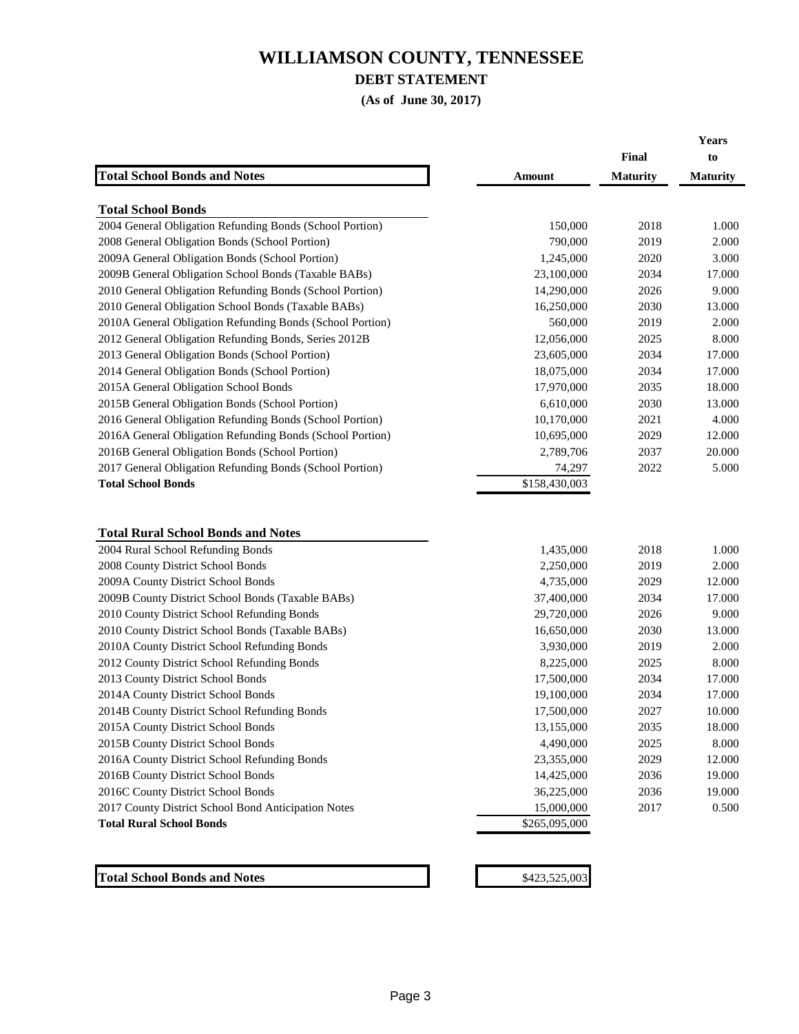# WILLIAMSON COUNTY, TENNESSEE

## DEBT STATEMENT

**(As of June 30, 2017)**

| Total School Bonds and Notes | Amount | Final Maturity | Years to Maturity |
|---|---|---|---|
| **Total School Bonds** | | | |
| 2004 General Obligation Refunding Bonds (School Portion) | 150,000 | 2018 | 1.000 |
| 2008 General Obligation Bonds (School Portion) | 790,000 | 2019 | 2.000 |
| 2009A General Obligation Bonds (School Portion) | 1,245,000 | 2020 | 3.000 |
| 2009B General Obligation School Bonds (Taxable BABs) | 23,100,000 | 2034 | 17.000 |
| 2010 General Obligation Refunding Bonds (School Portion) | 14,290,000 | 2026 | 9.000 |
| 2010 General Obligation School Bonds (Taxable BABs) | 16,250,000 | 2030 | 13.000 |
| 2010A General Obligation Refunding Bonds (School Portion) | 560,000 | 2019 | 2.000 |
| 2012 General Obligation Refunding Bonds, Series 2012B | 12,056,000 | 2025 | 8.000 |
| 2013 General Obligation Bonds (School Portion) | 23,605,000 | 2034 | 17.000 |
| 2014 General Obligation Bonds (School Portion) | 18,075,000 | 2034 | 17.000 |
| 2015A General Obligation School Bonds | 17,970,000 | 2035 | 18.000 |
| 2015B General Obligation Bonds (School Portion) | 6,610,000 | 2030 | 13.000 |
| 2016 General Obligation Refunding Bonds (School Portion) | 10,170,000 | 2021 | 4.000 |
| 2016A General Obligation Refunding Bonds (School Portion) | 10,695,000 | 2029 | 12.000 |
| 2016B General Obligation Bonds (School Portion) | 2,789,706 | 2037 | 20.000 |
| 2017 General Obligation Refunding Bonds (School Portion) | 74,297 | 2022 | 5.000 |
| **Total School Bonds** | $158,430,003 | | |
| | | | |
| **Total Rural School Bonds and Notes** | | | |
| 2004 Rural School Refunding Bonds | 1,435,000 | 2018 | 1.000 |
| 2008 County District School Bonds | 2,250,000 | 2019 | 2.000 |
| 2009A County District School Bonds | 4,735,000 | 2029 | 12.000 |
| 2009B County District School Bonds (Taxable BABs) | 37,400,000 | 2034 | 17.000 |
| 2010 County District School Refunding Bonds | 29,720,000 | 2026 | 9.000 |
| 2010 County District School Bonds (Taxable BABs) | 16,650,000 | 2030 | 13.000 |
| 2010A County District School Refunding Bonds | 3,930,000 | 2019 | 2.000 |
| 2012 County District School Refunding Bonds | 8,225,000 | 2025 | 8.000 |
| 2013 County District School Bonds | 17,500,000 | 2034 | 17.000 |
| 2014A County District School Bonds | 19,100,000 | 2034 | 17.000 |
| 2014B County District School Refunding Bonds | 17,500,000 | 2027 | 10.000 |
| 2015A County District School Bonds | 13,155,000 | 2035 | 18.000 |
| 2015B County District School Bonds | 4,490,000 | 2025 | 8.000 |
| 2016A County District School Refunding Bonds | 23,355,000 | 2029 | 12.000 |
| 2016B County District School Bonds | 14,425,000 | 2036 | 19.000 |
| 2016C County District School Bonds | 36,225,000 | 2036 | 19.000 |
| 2017 County District School Bond Anticipation Notes | 15,000,000 | 2017 | 0.500 |
| **Total Rural School Bonds** | $265,095,000 | | |
| | | | |
| **Total School Bonds and Notes** | $423,525,003 | | |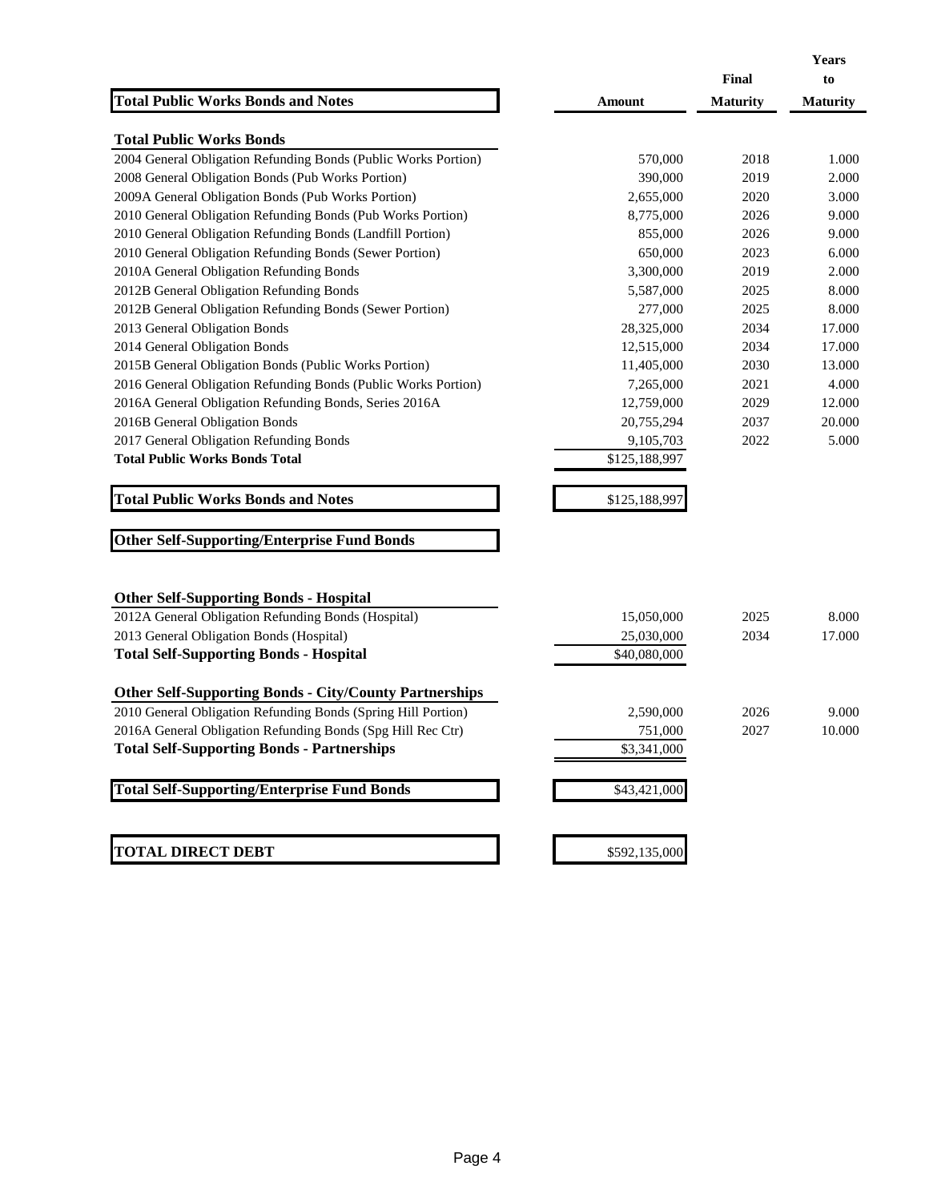| Total Public Works Bonds and Notes | Amount | Final Maturity | Years to Maturity |
|---|---|---|---|
| **Total Public Works Bonds** | | | |
| 2004 General Obligation Refunding Bonds (Public Works Portion) | 570,000 | 2018 | 1.000 |
| 2008 General Obligation Bonds (Pub Works Portion) | 390,000 | 2019 | 2.000 |
| 2009A General Obligation Bonds (Pub Works Portion) | 2,655,000 | 2020 | 3.000 |
| 2010 General Obligation Refunding Bonds (Pub Works Portion) | 8,775,000 | 2026 | 9.000 |
| 2010 General Obligation Refunding Bonds (Landfill Portion) | 855,000 | 2026 | 9.000 |
| 2010 General Obligation Refunding Bonds (Sewer Portion) | 650,000 | 2023 | 6.000 |
| 2010A General Obligation Refunding Bonds | 3,300,000 | 2019 | 2.000 |
| 2012B General Obligation Refunding Bonds | 5,587,000 | 2025 | 8.000 |
| 2012B General Obligation Refunding Bonds (Sewer Portion) | 277,000 | 2025 | 8.000 |
| 2013 General Obligation Bonds | 28,325,000 | 2034 | 17.000 |
| 2014 General Obligation Bonds | 12,515,000 | 2034 | 17.000 |
| 2015B General Obligation Bonds (Public Works Portion) | 11,405,000 | 2030 | 13.000 |
| 2016 General Obligation Refunding Bonds (Public Works Portion) | 7,265,000 | 2021 | 4.000 |
| 2016A General Obligation Refunding Bonds, Series 2016A | 12,759,000 | 2029 | 12.000 |
| 2016B General Obligation Bonds | 20,755,294 | 2037 | 20.000 |
| 2017 General Obligation Refunding Bonds | 9,105,703 | 2022 | 5.000 |
| **Total Public Works Bonds Total** | $125,188,997 | | |
| **Total Public Works Bonds and Notes** | $125,188,997 | | |
| **Other Self-Supporting/Enterprise Fund Bonds** | | | |
| **Other Self-Supporting Bonds - Hospital** | | | |
| 2012A General Obligation Refunding Bonds (Hospital) | 15,050,000 | 2025 | 8.000 |
| 2013 General Obligation Bonds (Hospital) | 25,030,000 | 2034 | 17.000 |
| **Total Self-Supporting Bonds - Hospital** | $40,080,000 | | |
| **Other Self-Supporting Bonds - City/County Partnerships** | | | |
| 2010 General Obligation Refunding Bonds (Spring Hill Portion) | 2,590,000 | 2026 | 9.000 |
| 2016A General Obligation Refunding Bonds (Spg Hill Rec Ctr) | 751,000 | 2027 | 10.000 |
| **Total Self-Supporting Bonds - Partnerships** | $3,341,000 | | |
| **Total Self-Supporting/Enterprise Fund Bonds** | $43,421,000 | | |
| **TOTAL DIRECT DEBT** | $592,135,000 | | |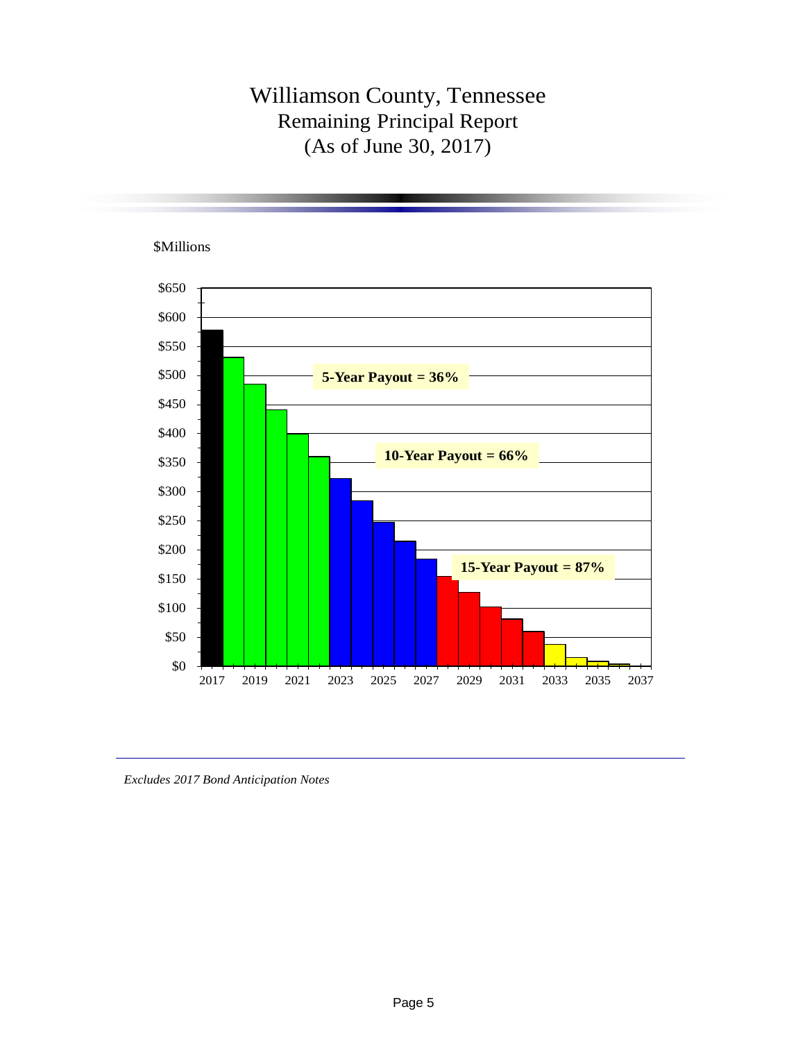# Williamson County, Tennessee
## Remaining Principal Report
## (As of June 30, 2017)

$Millions

**5-Year Payout = 36%**

**10-Year Payout = 66%**

**15-Year Payout = 87%**

*Excludes 2017 Bond Anticipation Notes*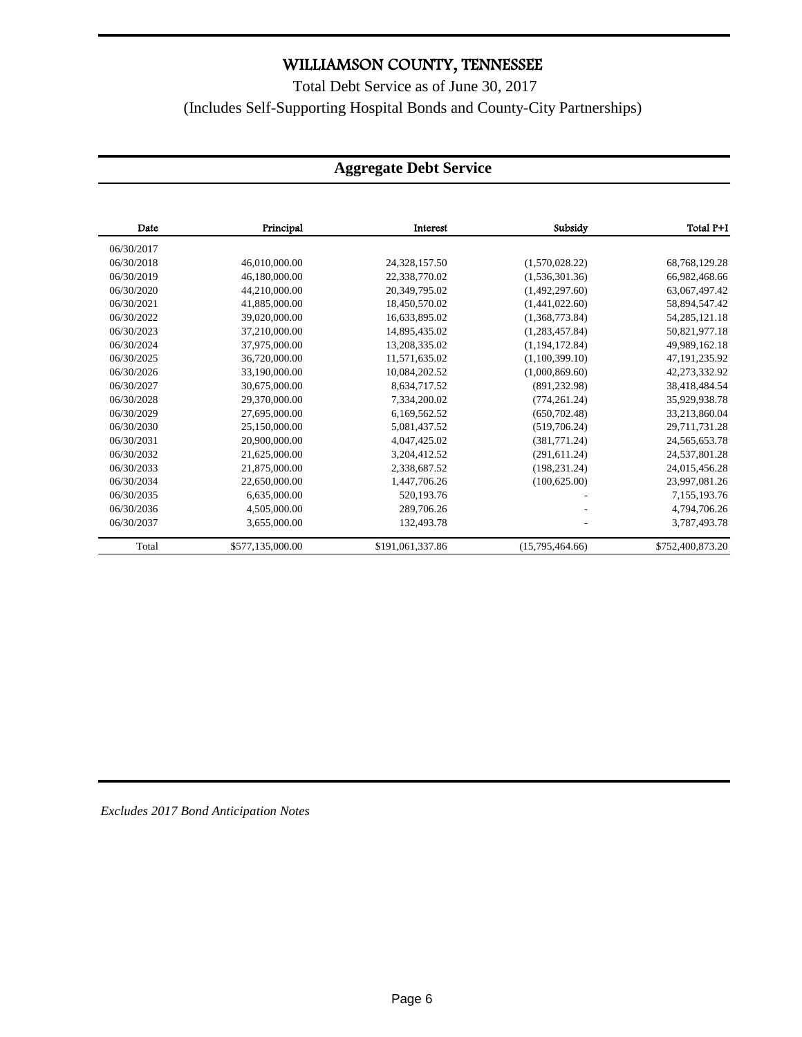# WILLIAMSON COUNTY, TENNESSEE

Total Debt Service as of June 30, 2017

(Includes Self-Supporting Hospital Bonds and County-City Partnerships)

## Aggregate Debt Service

| Date | Principal | Interest | Subsidy | Total P+I |
|---|---|---|---|---|
| 06/30/2017 | | | | |
| 06/30/2018 | 46,010,000.00 | 24,328,157.50 | (1,570,028.22) | 68,768,129.28 |
| 06/30/2019 | 46,180,000.00 | 22,338,770.02 | (1,536,301.36) | 66,982,468.66 |
| 06/30/2020 | 44,210,000.00 | 20,349,795.02 | (1,492,297.60) | 63,067,497.42 |
| 06/30/2021 | 41,885,000.00 | 18,450,570.02 | (1,441,022.60) | 58,894,547.42 |
| 06/30/2022 | 39,020,000.00 | 16,633,895.02 | (1,368,773.84) | 54,285,121.18 |
| 06/30/2023 | 37,210,000.00 | 14,895,435.02 | (1,283,457.84) | 50,821,977.18 |
| 06/30/2024 | 37,975,000.00 | 13,208,335.02 | (1,194,172.84) | 49,989,162.18 |
| 06/30/2025 | 36,720,000.00 | 11,571,635.02 | (1,100,399.10) | 47,191,235.92 |
| 06/30/2026 | 33,190,000.00 | 10,084,202.52 | (1,000,869.60) | 42,273,332.92 |
| 06/30/2027 | 30,675,000.00 | 8,634,717.52 | (891,232.98) | 38,418,484.54 |
| 06/30/2028 | 29,370,000.00 | 7,334,200.02 | (774,261.24) | 35,929,938.78 |
| 06/30/2029 | 27,695,000.00 | 6,169,562.52 | (650,702.48) | 33,213,860.04 |
| 06/30/2030 | 25,150,000.00 | 5,081,437.52 | (519,706.24) | 29,711,731.28 |
| 06/30/2031 | 20,900,000.00 | 4,047,425.02 | (381,771.24) | 24,565,653.78 |
| 06/30/2032 | 21,625,000.00 | 3,204,412.52 | (291,611.24) | 24,537,801.28 |
| 06/30/2033 | 21,875,000.00 | 2,338,687.52 | (198,231.24) | 24,015,456.28 |
| 06/30/2034 | 22,650,000.00 | 1,447,706.26 | (100,625.00) | 23,997,081.26 |
| 06/30/2035 | 6,635,000.00 | 520,193.76 | - | 7,155,193.76 |
| 06/30/2036 | 4,505,000.00 | 289,706.26 | - | 4,794,706.26 |
| 06/30/2037 | 3,655,000.00 | 132,493.78 | - | 3,787,493.78 |
| Total | $577,135,000.00 | $191,061,337.86 | (15,795,464.66) | $752,400,873.20 |

*Excludes 2017 Bond Anticipation Notes*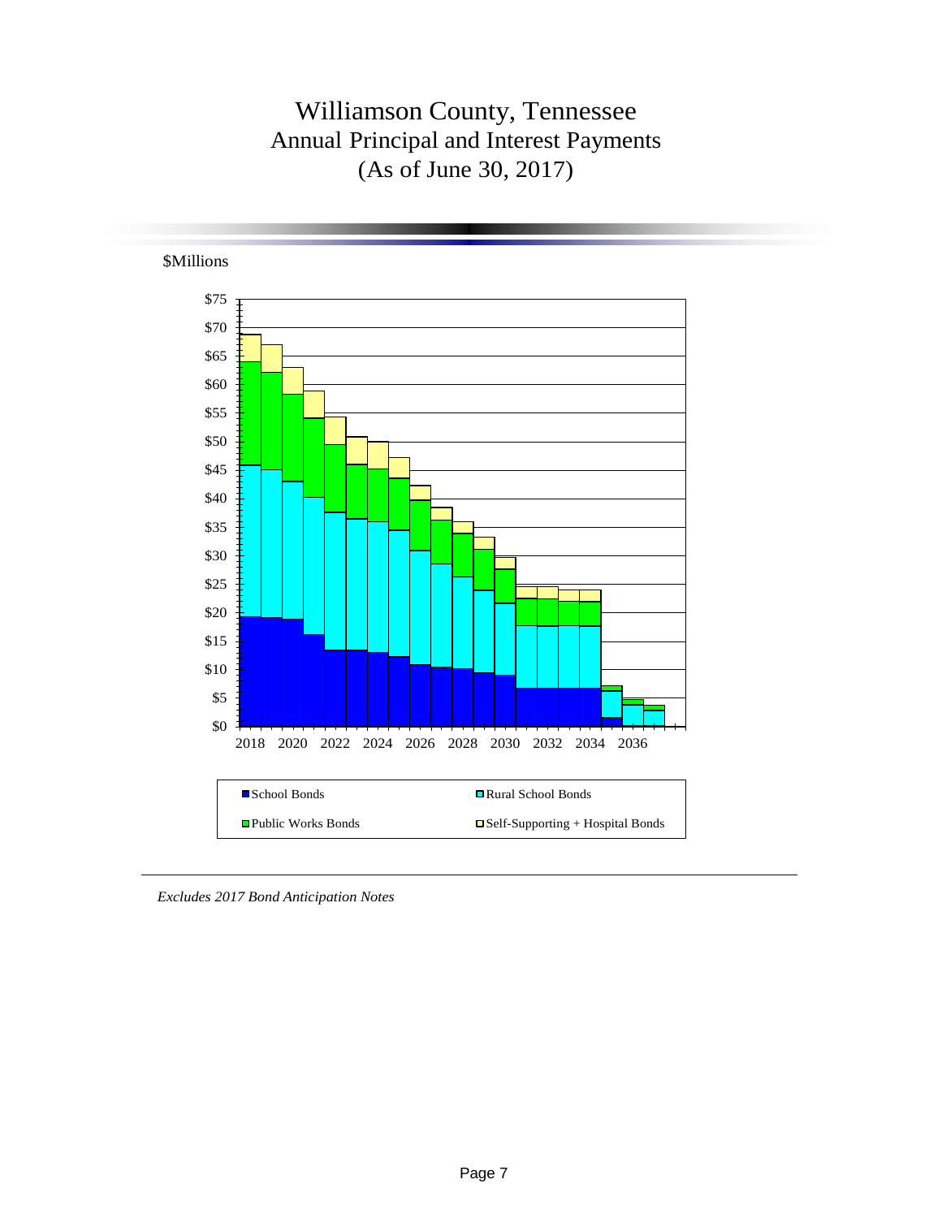# Williamson County, Tennessee
## Annual Principal and Interest Payments
## (As of June 30, 2017)

$Millions

$75
$70
$65
$60
$55
$50
$45
$40
$35
$30
$25
$20
$15
$10
$5
$0

2018 2020 2022 2024 2026 2028 2030 2032 2034 2036

School Bonds
Rural School Bonds
Public Works Bonds
Self-Supporting + Hospital Bonds

*Excludes 2017 Bond Anticipation Notes*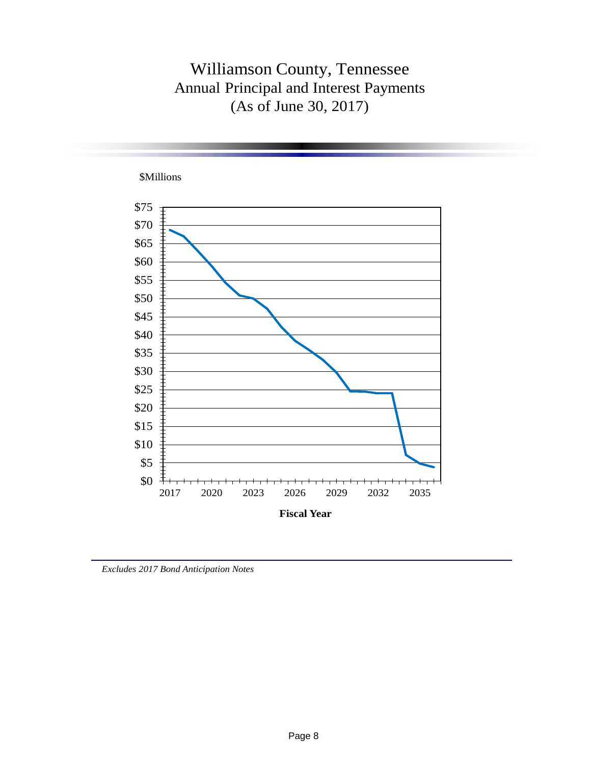# Williamson County, Tennessee
## Annual Principal and Interest Payments
## (As of June 30, 2017)

$Millions

Fiscal Year

*Excludes 2017 Bond Anticipation Notes*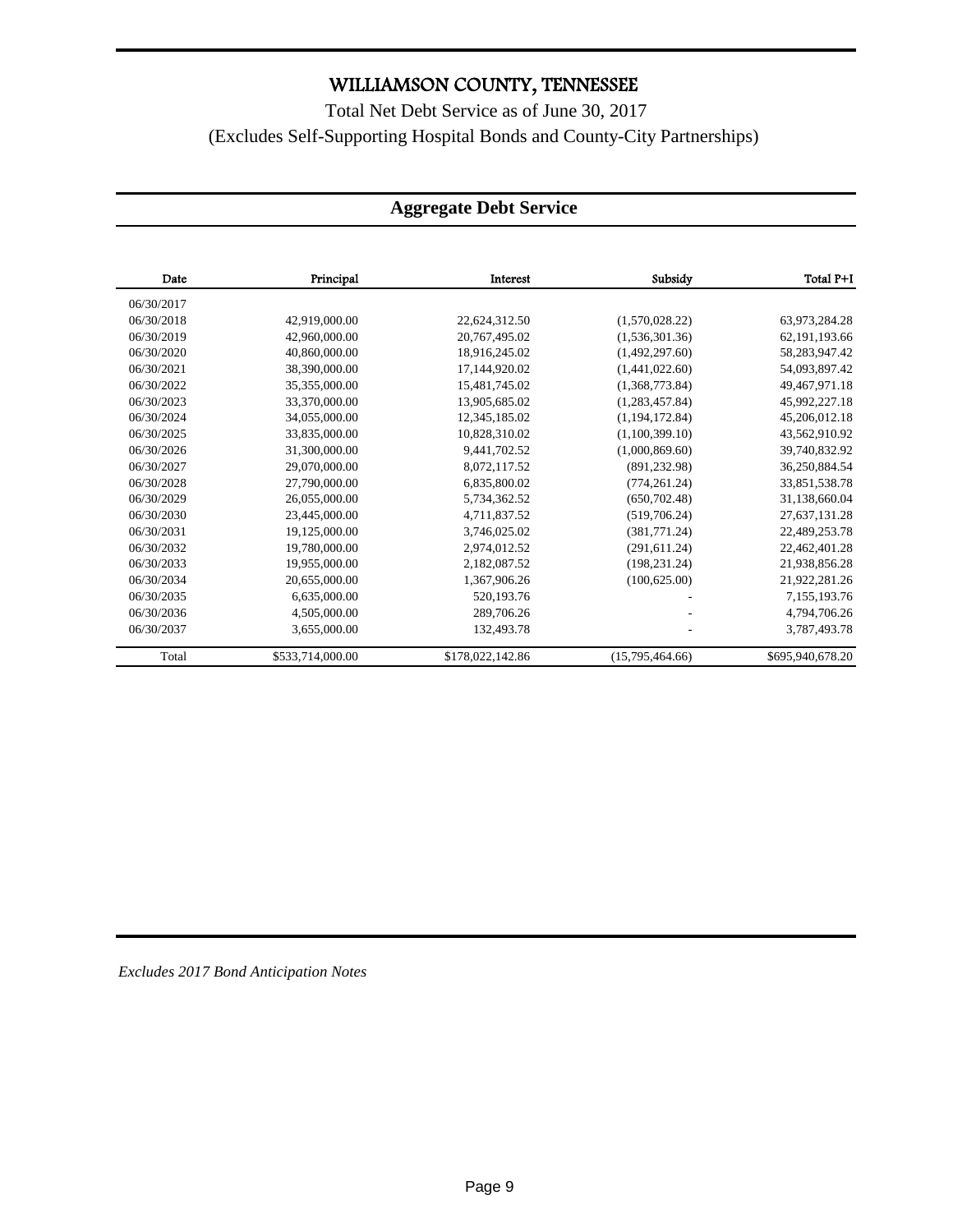# WILLIAMSON COUNTY, TENNESSEE

Total Net Debt Service as of June 30, 2017

(Excludes Self-Supporting Hospital Bonds and County-City Partnerships)

## Aggregate Debt Service

| Date | Principal | Interest | Subsidy | Total P+I |
|---|---|---|---|---|
| 06/30/2017 | | | | |
| 06/30/2018 | 42,919,000.00 | 22,624,312.50 | (1,570,028.22) | 63,973,284.28 |
| 06/30/2019 | 42,960,000.00 | 20,767,495.02 | (1,536,301.36) | 62,191,193.66 |
| 06/30/2020 | 40,860,000.00 | 18,916,245.02 | (1,492,297.60) | 58,283,947.42 |
| 06/30/2021 | 38,390,000.00 | 17,144,920.02 | (1,441,022.60) | 54,093,897.42 |
| 06/30/2022 | 35,355,000.00 | 15,481,745.02 | (1,368,773.84) | 49,467,971.18 |
| 06/30/2023 | 33,370,000.00 | 13,905,685.02 | (1,283,457.84) | 45,992,227.18 |
| 06/30/2024 | 34,055,000.00 | 12,345,185.02 | (1,194,172.84) | 45,206,012.18 |
| 06/30/2025 | 33,835,000.00 | 10,828,310.02 | (1,100,399.10) | 43,562,910.92 |
| 06/30/2026 | 31,300,000.00 | 9,441,702.52 | (1,000,869.60) | 39,740,832.92 |
| 06/30/2027 | 29,070,000.00 | 8,072,117.52 | (891,232.98) | 36,250,884.54 |
| 06/30/2028 | 27,790,000.00 | 6,835,800.02 | (774,261.24) | 33,851,538.78 |
| 06/30/2029 | 26,055,000.00 | 5,734,362.52 | (650,702.48) | 31,138,660.04 |
| 06/30/2030 | 23,445,000.00 | 4,711,837.52 | (519,706.24) | 27,637,131.28 |
| 06/30/2031 | 19,125,000.00 | 3,746,025.02 | (381,771.24) | 22,489,253.78 |
| 06/30/2032 | 19,780,000.00 | 2,974,012.52 | (291,611.24) | 22,462,401.28 |
| 06/30/2033 | 19,955,000.00 | 2,182,087.52 | (198,231.24) | 21,938,856.28 |
| 06/30/2034 | 20,655,000.00 | 1,367,906.26 | (100,625.00) | 21,922,281.26 |
| 06/30/2035 | 6,635,000.00 | 520,193.76 | - | 7,155,193.76 |
| 06/30/2036 | 4,505,000.00 | 289,706.26 | - | 4,794,706.26 |
| 06/30/2037 | 3,655,000.00 | 132,493.78 | - | 3,787,493.78 |
| Total | $533,714,000.00 | $178,022,142.86 | (15,795,464.66) | $695,940,678.20 |

*Excludes 2017 Bond Anticipation Notes*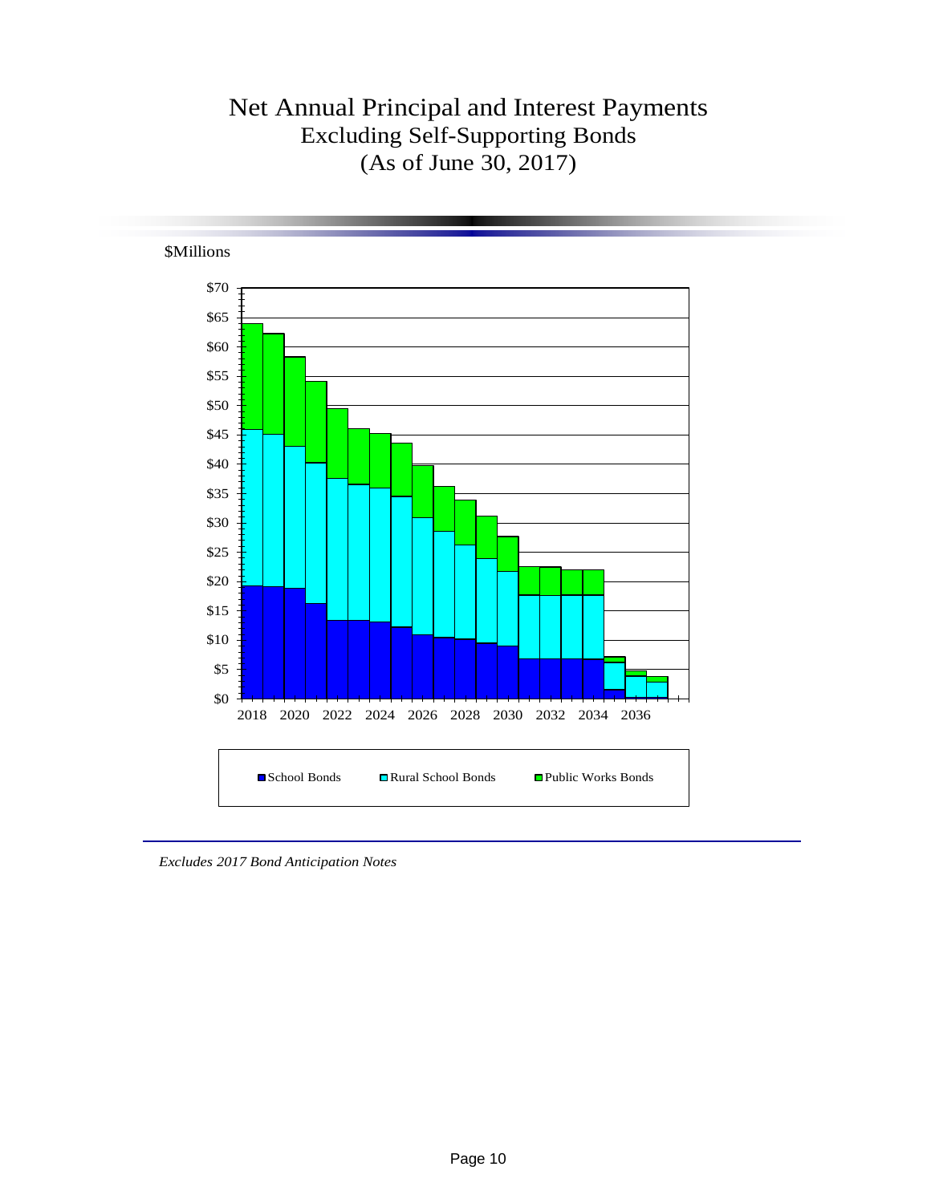# Net Annual Principal and Interest Payments

## Excluding Self-Supporting Bonds

## (As of June 30, 2017)

$Millions

$70
$65
$60
$55
$50
$45
$40
$35
$30
$25
$20
$15
$10
$5
$0

2018 2020 2022 2024 2026 2028 2030 2032 2034 2036

School Bonds   Rural School Bonds   Public Works Bonds

*Excludes 2017 Bond Anticipation Notes*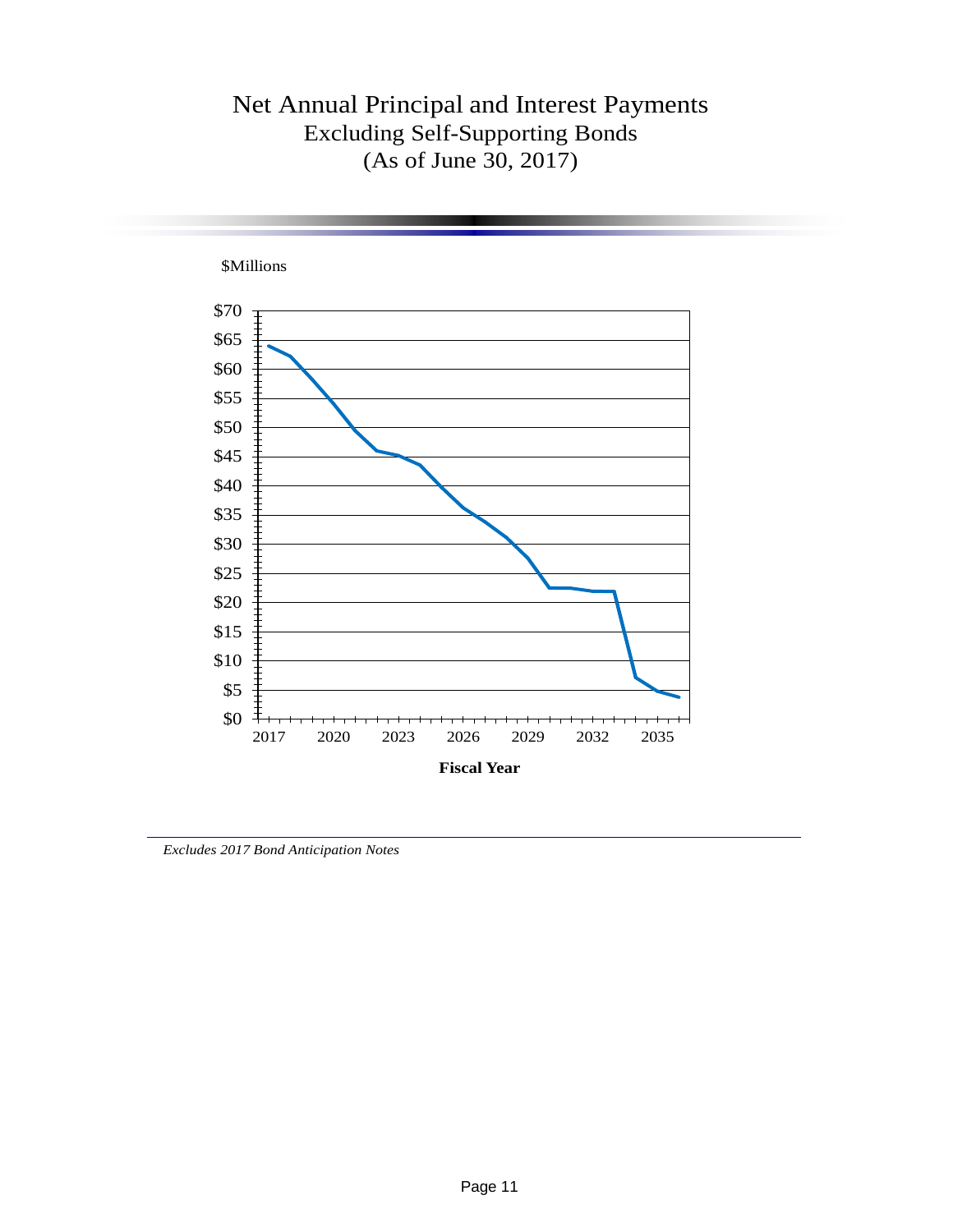# Net Annual Principal and Interest Payments
## Excluding Self-Supporting Bonds
## (As of June 30, 2017)

$Millions

**Fiscal Year**

*Excludes 2017 Bond Anticipation Notes*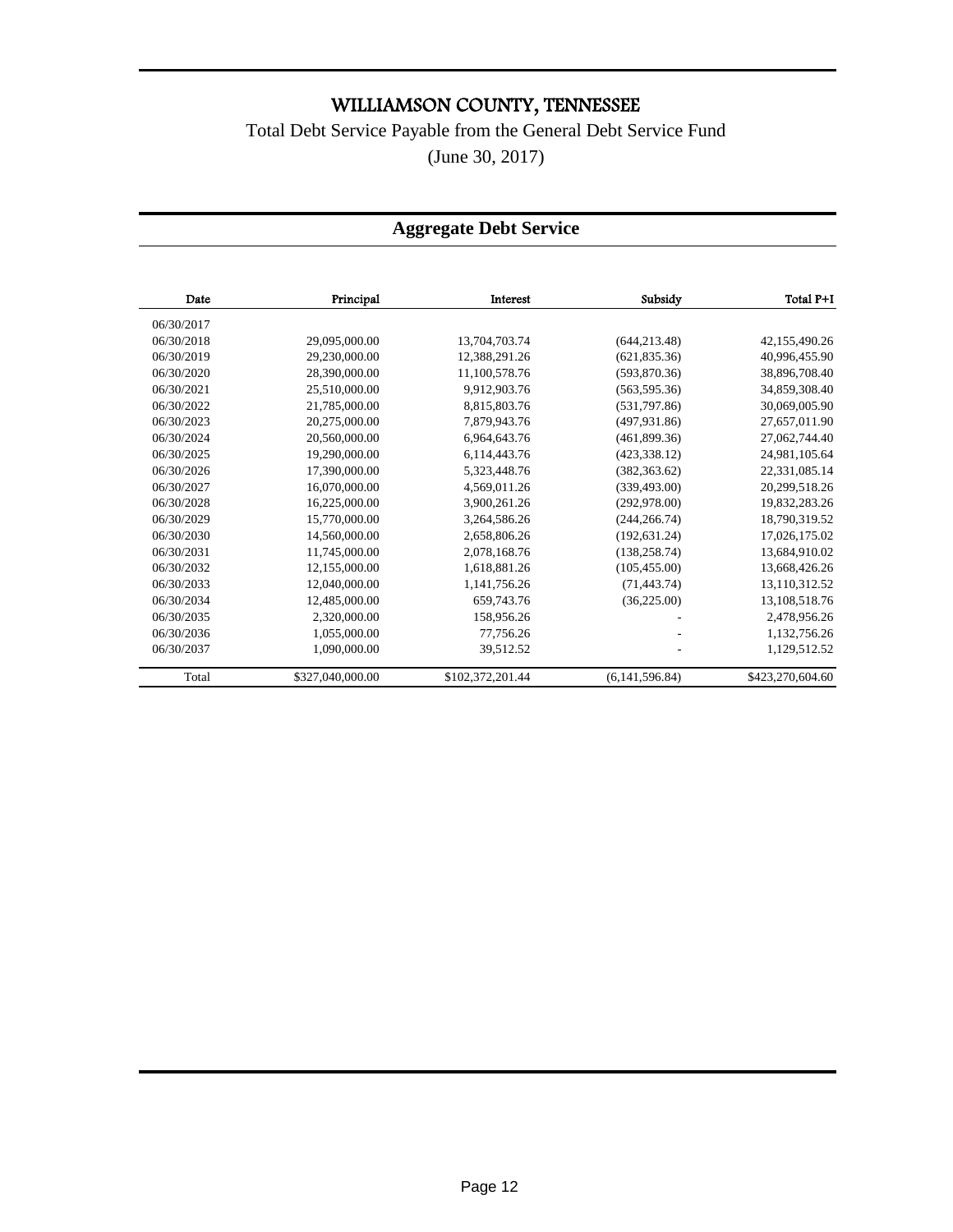# WILLIAMSON COUNTY, TENNESSEE

Total Debt Service Payable from the General Debt Service Fund

(June 30, 2017)

## Aggregate Debt Service

| Date | Principal | Interest | Subsidy | Total P+I |
|---|---|---|---|---|
| 06/30/2017 | | | | |
| 06/30/2018 | 29,095,000.00 | 13,704,703.74 | (644,213.48) | 42,155,490.26 |
| 06/30/2019 | 29,230,000.00 | 12,388,291.26 | (621,835.36) | 40,996,455.90 |
| 06/30/2020 | 28,390,000.00 | 11,100,578.76 | (593,870.36) | 38,896,708.40 |
| 06/30/2021 | 25,510,000.00 | 9,912,903.76 | (563,595.36) | 34,859,308.40 |
| 06/30/2022 | 21,785,000.00 | 8,815,803.76 | (531,797.86) | 30,069,005.90 |
| 06/30/2023 | 20,275,000.00 | 7,879,943.76 | (497,931.86) | 27,657,011.90 |
| 06/30/2024 | 20,560,000.00 | 6,964,643.76 | (461,899.36) | 27,062,744.40 |
| 06/30/2025 | 19,290,000.00 | 6,114,443.76 | (423,338.12) | 24,981,105.64 |
| 06/30/2026 | 17,390,000.00 | 5,323,448.76 | (382,363.62) | 22,331,085.14 |
| 06/30/2027 | 16,070,000.00 | 4,569,011.26 | (339,493.00) | 20,299,518.26 |
| 06/30/2028 | 16,225,000.00 | 3,900,261.26 | (292,978.00) | 19,832,283.26 |
| 06/30/2029 | 15,770,000.00 | 3,264,586.26 | (244,266.74) | 18,790,319.52 |
| 06/30/2030 | 14,560,000.00 | 2,658,806.26 | (192,631.24) | 17,026,175.02 |
| 06/30/2031 | 11,745,000.00 | 2,078,168.76 | (138,258.74) | 13,684,910.02 |
| 06/30/2032 | 12,155,000.00 | 1,618,881.26 | (105,455.00) | 13,668,426.26 |
| 06/30/2033 | 12,040,000.00 | 1,141,756.26 | (71,443.74) | 13,110,312.52 |
| 06/30/2034 | 12,485,000.00 | 659,743.76 | (36,225.00) | 13,108,518.76 |
| 06/30/2035 | 2,320,000.00 | 158,956.26 | - | 2,478,956.26 |
| 06/30/2036 | 1,055,000.00 | 77,756.26 | - | 1,132,756.26 |
| 06/30/2037 | 1,090,000.00 | 39,512.52 | - | 1,129,512.52 |
| Total | $327,040,000.00 | $102,372,201.44 | (6,141,596.84) | $423,270,604.60 |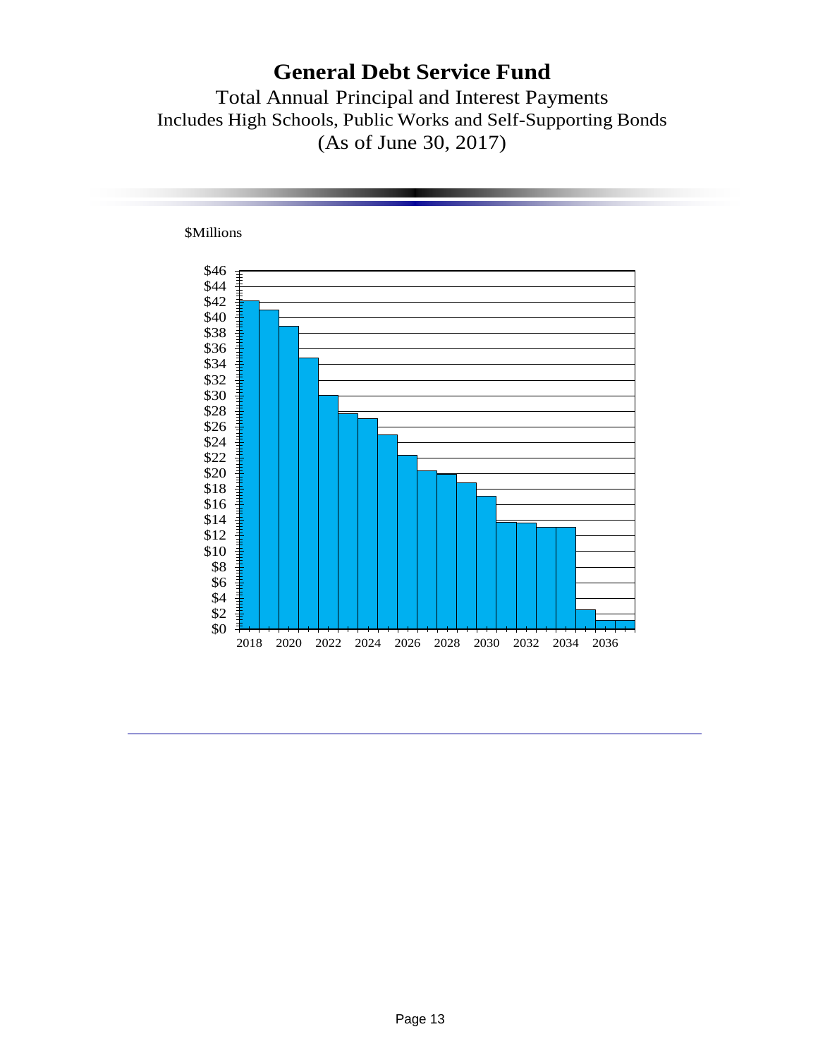# General Debt Service Fund

Total Annual Principal and Interest Payments
Includes High Schools, Public Works and Self-Supporting Bonds
(As of June 30, 2017)

$Millions

$46
$44
$42
$40
$38
$36
$34
$32
$30
$28
$26
$24
$22
$20
$18
$16
$14
$12
$10
$8
$6
$4
$2
$0

2018 2020 2022 2024 2026 2028 2030 2032 2034 2036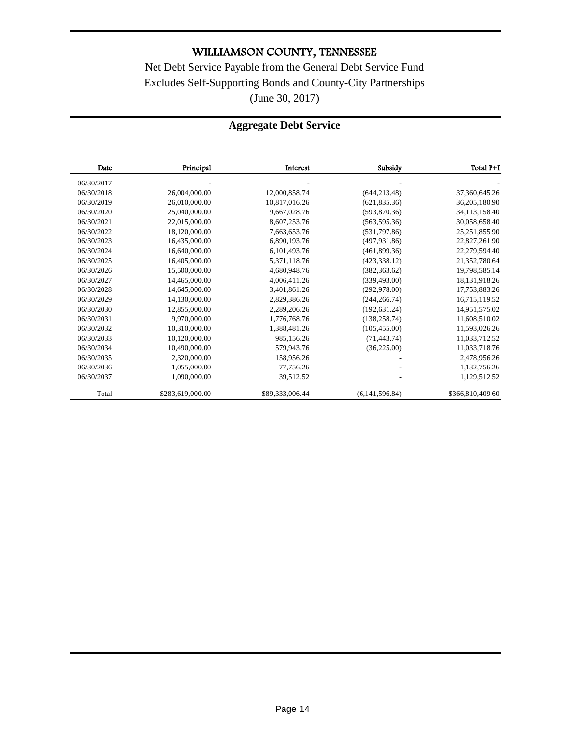# WILLIAMSON COUNTY, TENNESSEE

Net Debt Service Payable from the General Debt Service Fund

Excludes Self-Supporting Bonds and County-City Partnerships

(June 30, 2017)

## Aggregate Debt Service

| Date | Principal | Interest | Subsidy | Total P+I |
|---|---|---|---|---|
| 06/30/2017 | - | - | - | - |
| 06/30/2018 | 26,004,000.00 | 12,000,858.74 | (644,213.48) | 37,360,645.26 |
| 06/30/2019 | 26,010,000.00 | 10,817,016.26 | (621,835.36) | 36,205,180.90 |
| 06/30/2020 | 25,040,000.00 | 9,667,028.76 | (593,870.36) | 34,113,158.40 |
| 06/30/2021 | 22,015,000.00 | 8,607,253.76 | (563,595.36) | 30,058,658.40 |
| 06/30/2022 | 18,120,000.00 | 7,663,653.76 | (531,797.86) | 25,251,855.90 |
| 06/30/2023 | 16,435,000.00 | 6,890,193.76 | (497,931.86) | 22,827,261.90 |
| 06/30/2024 | 16,640,000.00 | 6,101,493.76 | (461,899.36) | 22,279,594.40 |
| 06/30/2025 | 16,405,000.00 | 5,371,118.76 | (423,338.12) | 21,352,780.64 |
| 06/30/2026 | 15,500,000.00 | 4,680,948.76 | (382,363.62) | 19,798,585.14 |
| 06/30/2027 | 14,465,000.00 | 4,006,411.26 | (339,493.00) | 18,131,918.26 |
| 06/30/2028 | 14,645,000.00 | 3,401,861.26 | (292,978.00) | 17,753,883.26 |
| 06/30/2029 | 14,130,000.00 | 2,829,386.26 | (244,266.74) | 16,715,119.52 |
| 06/30/2030 | 12,855,000.00 | 2,289,206.26 | (192,631.24) | 14,951,575.02 |
| 06/30/2031 | 9,970,000.00 | 1,776,768.76 | (138,258.74) | 11,608,510.02 |
| 06/30/2032 | 10,310,000.00 | 1,388,481.26 | (105,455.00) | 11,593,026.26 |
| 06/30/2033 | 10,120,000.00 | 985,156.26 | (71,443.74) | 11,033,712.52 |
| 06/30/2034 | 10,490,000.00 | 579,943.76 | (36,225.00) | 11,033,718.76 |
| 06/30/2035 | 2,320,000.00 | 158,956.26 | - | 2,478,956.26 |
| 06/30/2036 | 1,055,000.00 | 77,756.26 | - | 1,132,756.26 |
| 06/30/2037 | 1,090,000.00 | 39,512.52 | - | 1,129,512.52 |
| Total | $283,619,000.00 | $89,333,006.44 | (6,141,596.84) | $366,810,409.60 |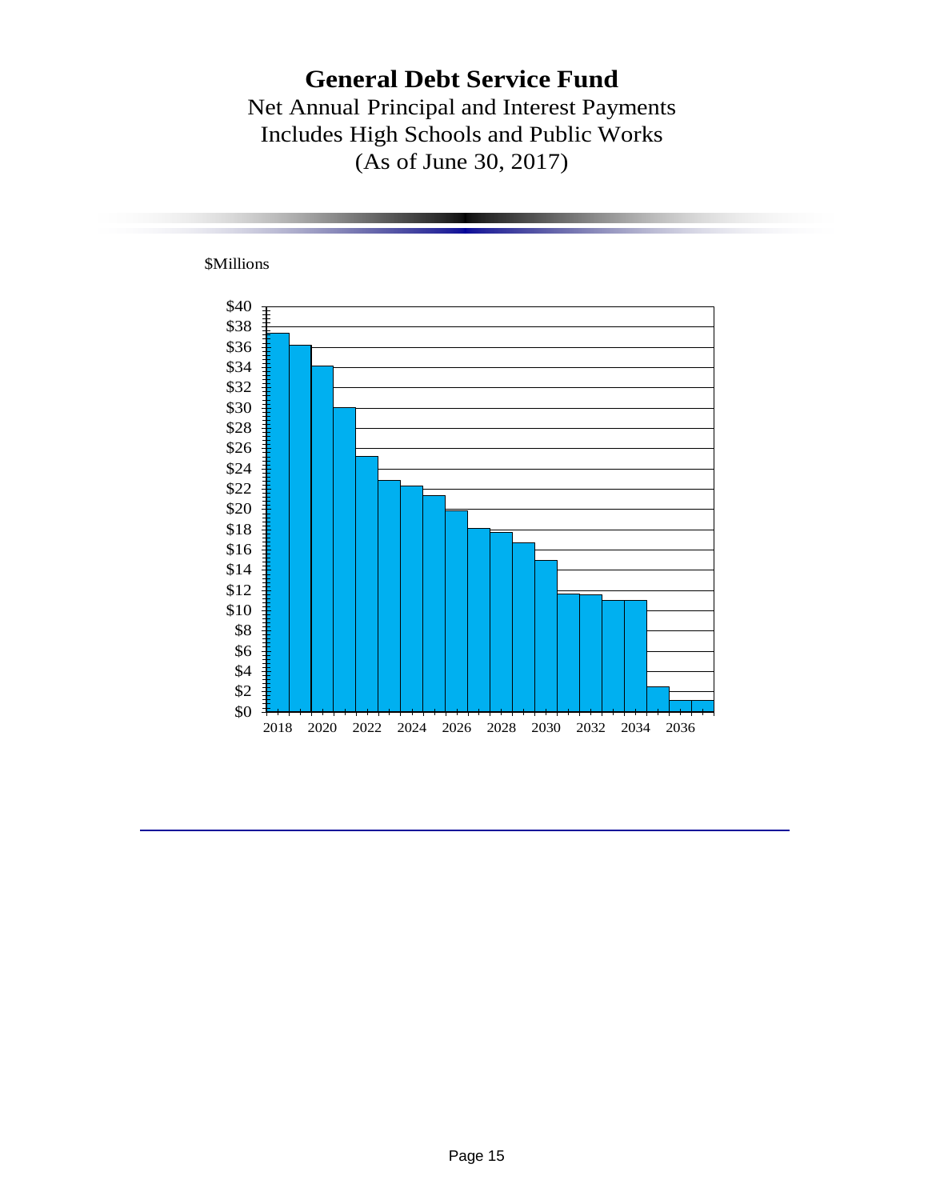# General Debt Service Fund

Net Annual Principal and Interest Payments
Includes High Schools and Public Works
(As of June 30, 2017)

$Millions

$40
$38
$36
$34
$32
$30
$28
$26
$24
$22
$20
$18
$16
$14
$12
$10
$8
$6
$4
$2
$0

2018 2020 2022 2024 2026 2028 2030 2032 2034 2036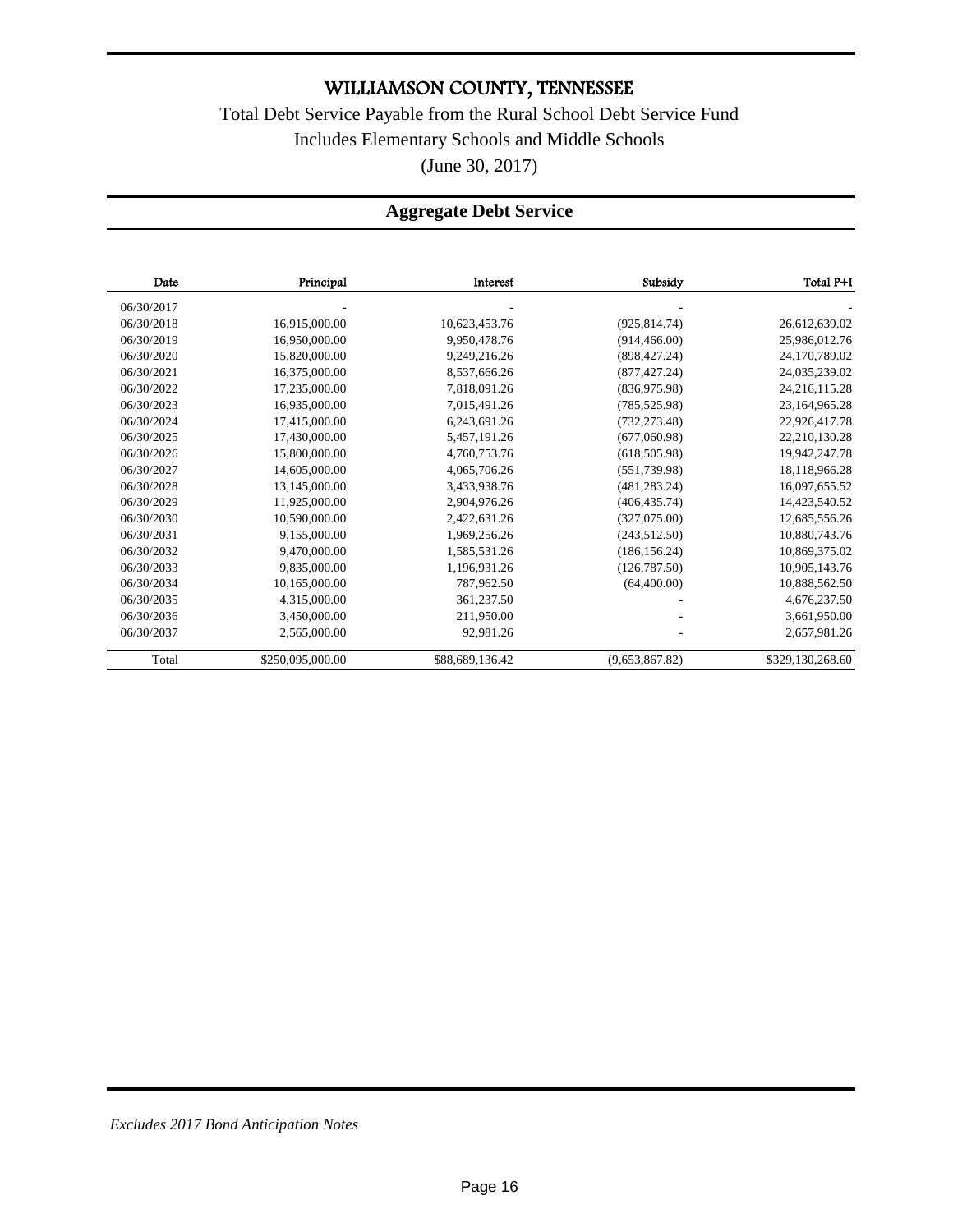# WILLIAMSON COUNTY, TENNESSEE

Total Debt Service Payable from the Rural School Debt Service Fund

Includes Elementary Schools and Middle Schools

(June 30, 2017)

## Aggregate Debt Service

| Date | Principal | Interest | Subsidy | Total P+I |
|---|---|---|---|---|
| 06/30/2017 | - | - | - | - |
| 06/30/2018 | 16,915,000.00 | 10,623,453.76 | (925,814.74) | 26,612,639.02 |
| 06/30/2019 | 16,950,000.00 | 9,950,478.76 | (914,466.00) | 25,986,012.76 |
| 06/30/2020 | 15,820,000.00 | 9,249,216.26 | (898,427.24) | 24,170,789.02 |
| 06/30/2021 | 16,375,000.00 | 8,537,666.26 | (877,427.24) | 24,035,239.02 |
| 06/30/2022 | 17,235,000.00 | 7,818,091.26 | (836,975.98) | 24,216,115.28 |
| 06/30/2023 | 16,935,000.00 | 7,015,491.26 | (785,525.98) | 23,164,965.28 |
| 06/30/2024 | 17,415,000.00 | 6,243,691.26 | (732,273.48) | 22,926,417.78 |
| 06/30/2025 | 17,430,000.00 | 5,457,191.26 | (677,060.98) | 22,210,130.28 |
| 06/30/2026 | 15,800,000.00 | 4,760,753.76 | (618,505.98) | 19,942,247.78 |
| 06/30/2027 | 14,605,000.00 | 4,065,706.26 | (551,739.98) | 18,118,966.28 |
| 06/30/2028 | 13,145,000.00 | 3,433,938.76 | (481,283.24) | 16,097,655.52 |
| 06/30/2029 | 11,925,000.00 | 2,904,976.26 | (406,435.74) | 14,423,540.52 |
| 06/30/2030 | 10,590,000.00 | 2,422,631.26 | (327,075.00) | 12,685,556.26 |
| 06/30/2031 | 9,155,000.00 | 1,969,256.26 | (243,512.50) | 10,880,743.76 |
| 06/30/2032 | 9,470,000.00 | 1,585,531.26 | (186,156.24) | 10,869,375.02 |
| 06/30/2033 | 9,835,000.00 | 1,196,931.26 | (126,787.50) | 10,905,143.76 |
| 06/30/2034 | 10,165,000.00 | 787,962.50 | (64,400.00) | 10,888,562.50 |
| 06/30/2035 | 4,315,000.00 | 361,237.50 | - | 4,676,237.50 |
| 06/30/2036 | 3,450,000.00 | 211,950.00 | - | 3,661,950.00 |
| 06/30/2037 | 2,565,000.00 | 92,981.26 | - | 2,657,981.26 |
| Total | $250,095,000.00 | $88,689,136.42 | (9,653,867.82) | $329,130,268.60 |

*Excludes 2017 Bond Anticipation Notes*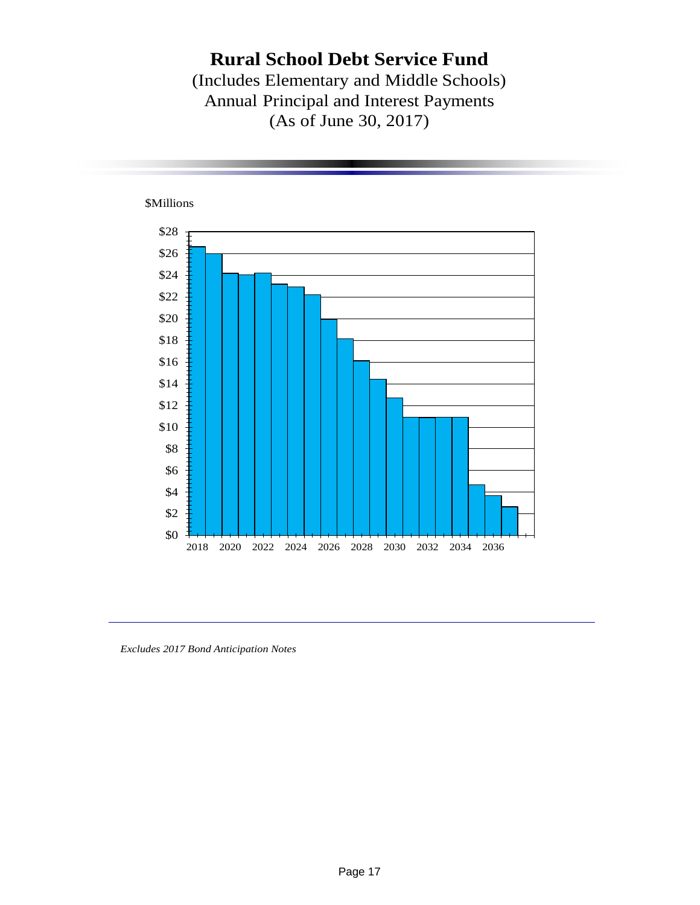# Rural School Debt Service Fund

(Includes Elementary and Middle Schools)
Annual Principal and Interest Payments
(As of June 30, 2017)

$Millions

*Excludes 2017 Bond Anticipation Notes*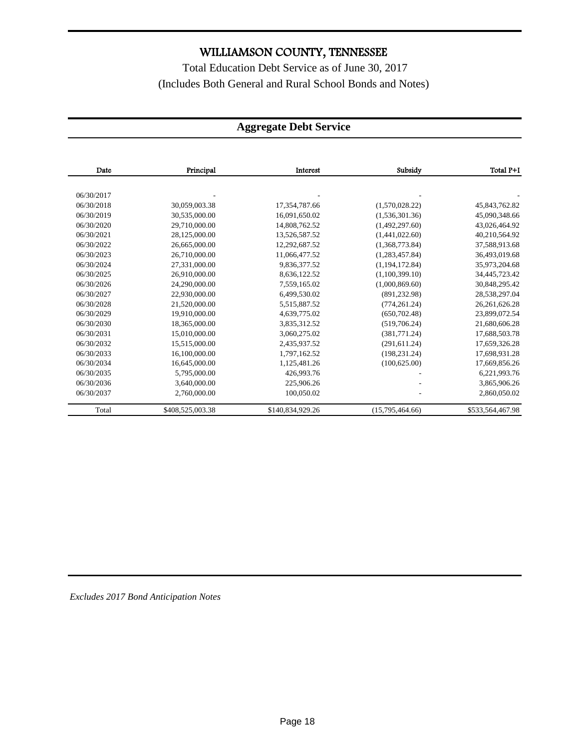# WILLIAMSON COUNTY, TENNESSEE

Total Education Debt Service as of June 30, 2017

(Includes Both General and Rural School Bonds and Notes)

## Aggregate Debt Service

| Date | Principal | Interest | Subsidy | Total P+I |
|---|---|---|---|---|
| 06/30/2017 | - | - | - | - |
| 06/30/2018 | 30,059,003.38 | 17,354,787.66 | (1,570,028.22) | 45,843,762.82 |
| 06/30/2019 | 30,535,000.00 | 16,091,650.02 | (1,536,301.36) | 45,090,348.66 |
| 06/30/2020 | 29,710,000.00 | 14,808,762.52 | (1,492,297.60) | 43,026,464.92 |
| 06/30/2021 | 28,125,000.00 | 13,526,587.52 | (1,441,022.60) | 40,210,564.92 |
| 06/30/2022 | 26,665,000.00 | 12,292,687.52 | (1,368,773.84) | 37,588,913.68 |
| 06/30/2023 | 26,710,000.00 | 11,066,477.52 | (1,283,457.84) | 36,493,019.68 |
| 06/30/2024 | 27,331,000.00 | 9,836,377.52 | (1,194,172.84) | 35,973,204.68 |
| 06/30/2025 | 26,910,000.00 | 8,636,122.52 | (1,100,399.10) | 34,445,723.42 |
| 06/30/2026 | 24,290,000.00 | 7,559,165.02 | (1,000,869.60) | 30,848,295.42 |
| 06/30/2027 | 22,930,000.00 | 6,499,530.02 | (891,232.98) | 28,538,297.04 |
| 06/30/2028 | 21,520,000.00 | 5,515,887.52 | (774,261.24) | 26,261,626.28 |
| 06/30/2029 | 19,910,000.00 | 4,639,775.02 | (650,702.48) | 23,899,072.54 |
| 06/30/2030 | 18,365,000.00 | 3,835,312.52 | (519,706.24) | 21,680,606.28 |
| 06/30/2031 | 15,010,000.00 | 3,060,275.02 | (381,771.24) | 17,688,503.78 |
| 06/30/2032 | 15,515,000.00 | 2,435,937.52 | (291,611.24) | 17,659,326.28 |
| 06/30/2033 | 16,100,000.00 | 1,797,162.52 | (198,231.24) | 17,698,931.28 |
| 06/30/2034 | 16,645,000.00 | 1,125,481.26 | (100,625.00) | 17,669,856.26 |
| 06/30/2035 | 5,795,000.00 | 426,993.76 | - | 6,221,993.76 |
| 06/30/2036 | 3,640,000.00 | 225,906.26 | - | 3,865,906.26 |
| 06/30/2037 | 2,760,000.00 | 100,050.02 | - | 2,860,050.02 |
| Total | $408,525,003.38 | $140,834,929.26 | (15,795,464.66) | $533,564,467.98 |

*Excludes 2017 Bond Anticipation Notes*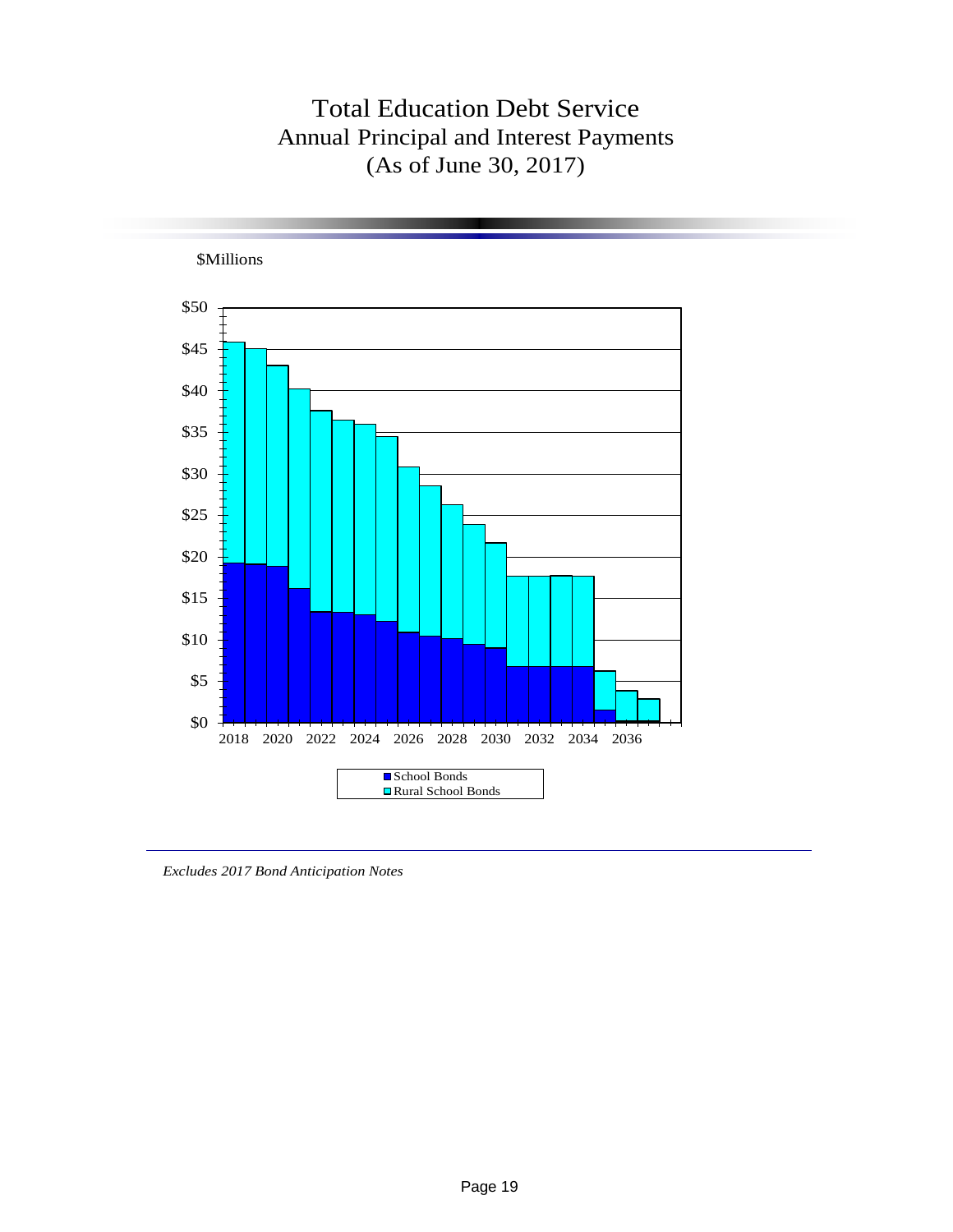# Total Education Debt Service
## Annual Principal and Interest Payments
## (As of June 30, 2017)

$Millions

$50
$45
$40
$35
$30
$25
$20
$15
$10
$5
$0

2018 2020 2022 2024 2026 2028 2030 2032 2034 2036

School Bonds
Rural School Bonds

*Excludes 2017 Bond Anticipation Notes*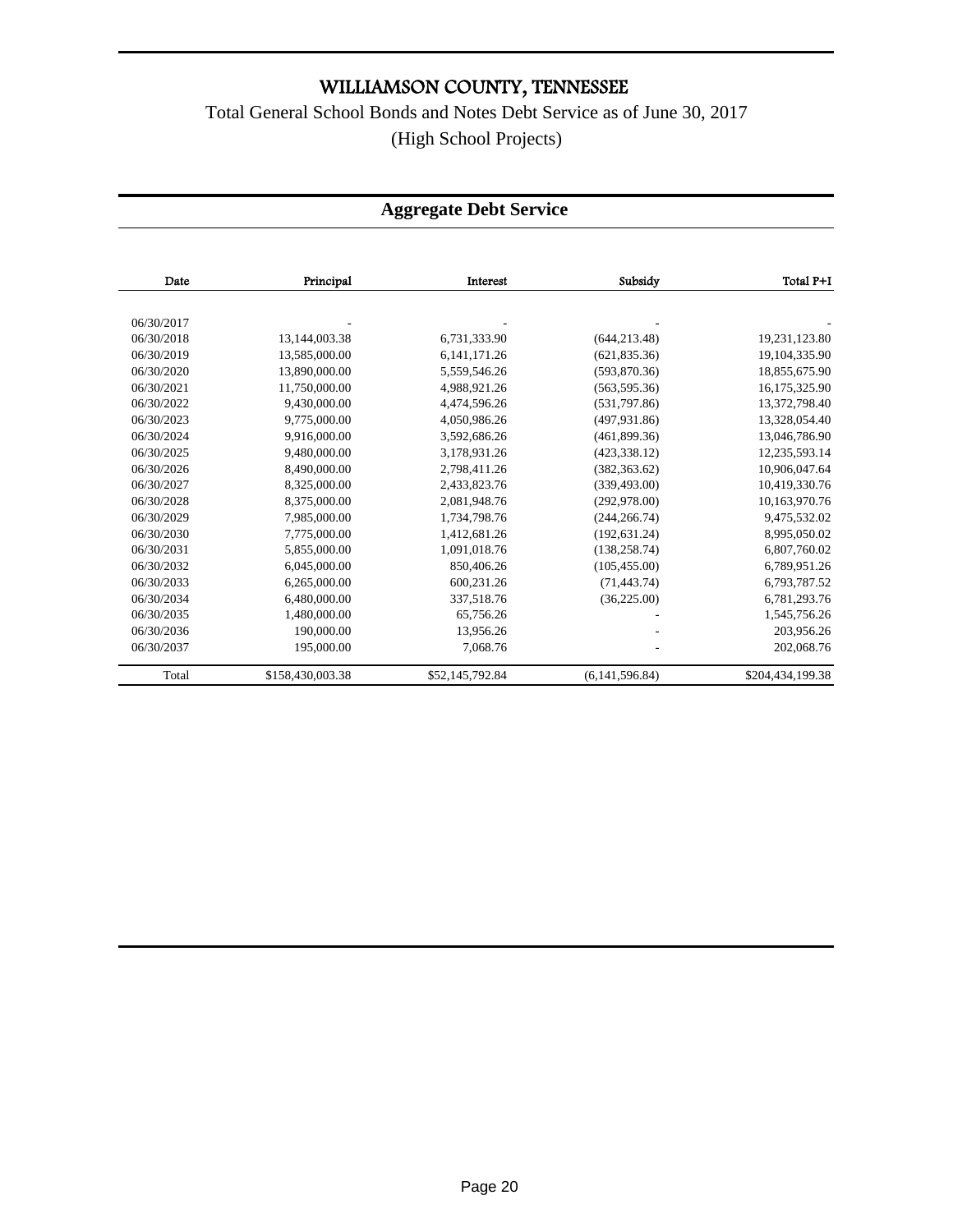# WILLIAMSON COUNTY, TENNESSEE

Total General School Bonds and Notes Debt Service as of June 30, 2017

(High School Projects)

## Aggregate Debt Service

| Date | Principal | Interest | Subsidy | Total P+I |
|---|---|---|---|---|
| 06/30/2017 | - | - | - | - |
| 06/30/2018 | 13,144,003.38 | 6,731,333.90 | (644,213.48) | 19,231,123.80 |
| 06/30/2019 | 13,585,000.00 | 6,141,171.26 | (621,835.36) | 19,104,335.90 |
| 06/30/2020 | 13,890,000.00 | 5,559,546.26 | (593,870.36) | 18,855,675.90 |
| 06/30/2021 | 11,750,000.00 | 4,988,921.26 | (563,595.36) | 16,175,325.90 |
| 06/30/2022 | 9,430,000.00 | 4,474,596.26 | (531,797.86) | 13,372,798.40 |
| 06/30/2023 | 9,775,000.00 | 4,050,986.26 | (497,931.86) | 13,328,054.40 |
| 06/30/2024 | 9,916,000.00 | 3,592,686.26 | (461,899.36) | 13,046,786.90 |
| 06/30/2025 | 9,480,000.00 | 3,178,931.26 | (423,338.12) | 12,235,593.14 |
| 06/30/2026 | 8,490,000.00 | 2,798,411.26 | (382,363.62) | 10,906,047.64 |
| 06/30/2027 | 8,325,000.00 | 2,433,823.76 | (339,493.00) | 10,419,330.76 |
| 06/30/2028 | 8,375,000.00 | 2,081,948.76 | (292,978.00) | 10,163,970.76 |
| 06/30/2029 | 7,985,000.00 | 1,734,798.76 | (244,266.74) | 9,475,532.02 |
| 06/30/2030 | 7,775,000.00 | 1,412,681.26 | (192,631.24) | 8,995,050.02 |
| 06/30/2031 | 5,855,000.00 | 1,091,018.76 | (138,258.74) | 6,807,760.02 |
| 06/30/2032 | 6,045,000.00 | 850,406.26 | (105,455.00) | 6,789,951.26 |
| 06/30/2033 | 6,265,000.00 | 600,231.26 | (71,443.74) | 6,793,787.52 |
| 06/30/2034 | 6,480,000.00 | 337,518.76 | (36,225.00) | 6,781,293.76 |
| 06/30/2035 | 1,480,000.00 | 65,756.26 | - | 1,545,756.26 |
| 06/30/2036 | 190,000.00 | 13,956.26 | - | 203,956.26 |
| 06/30/2037 | 195,000.00 | 7,068.76 | - | 202,068.76 |
| Total | $158,430,003.38 | $52,145,792.84 | (6,141,596.84) | $204,434,199.38 |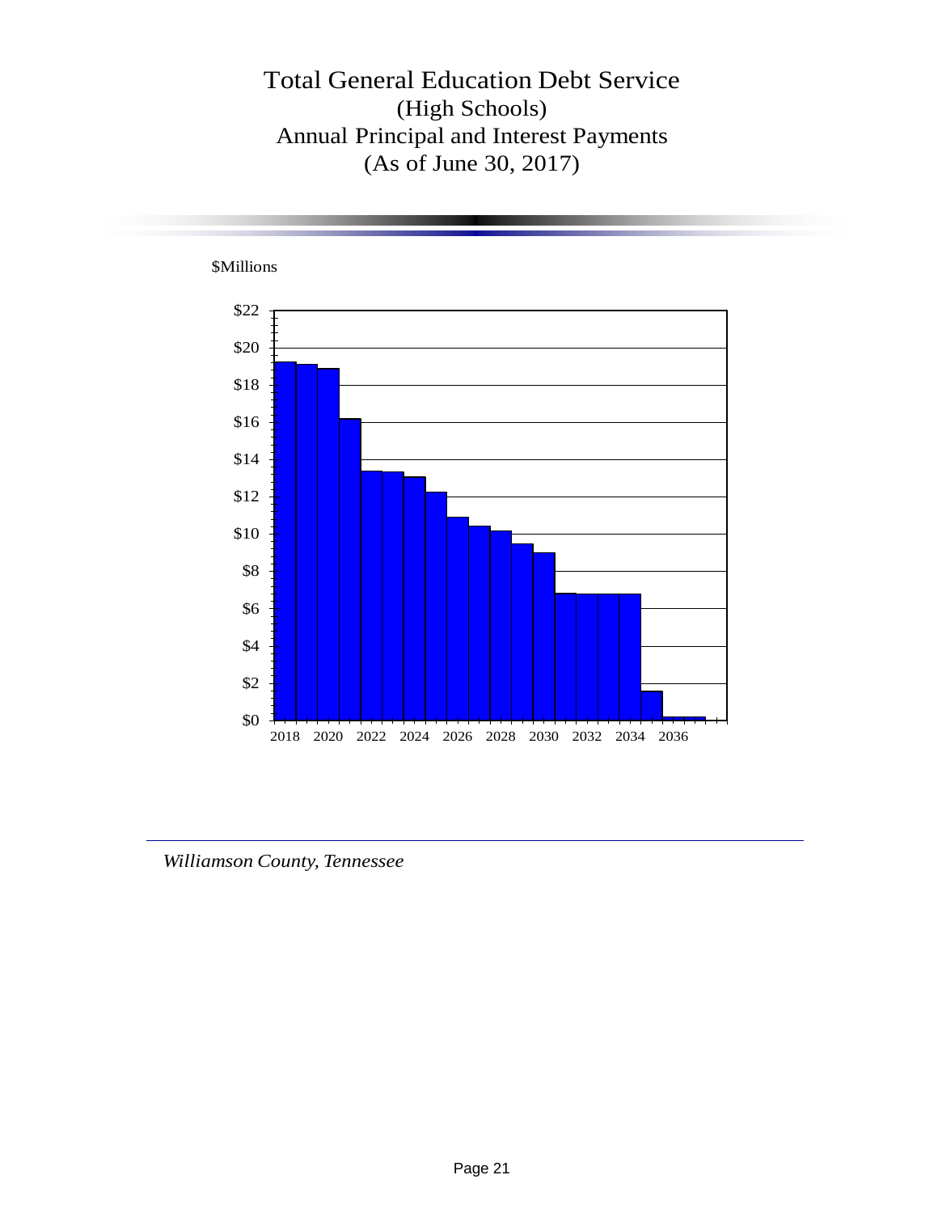# Total General Education Debt Service
## (High Schools)
## Annual Principal and Interest Payments
## (As of June 30, 2017)

$Millions

$22
$20
$18
$16
$14
$12
$10
$8
$6
$4
$2
$0

2018 2020 2022 2024 2026 2028 2030 2032 2034 2036

*Williamson County, Tennessee*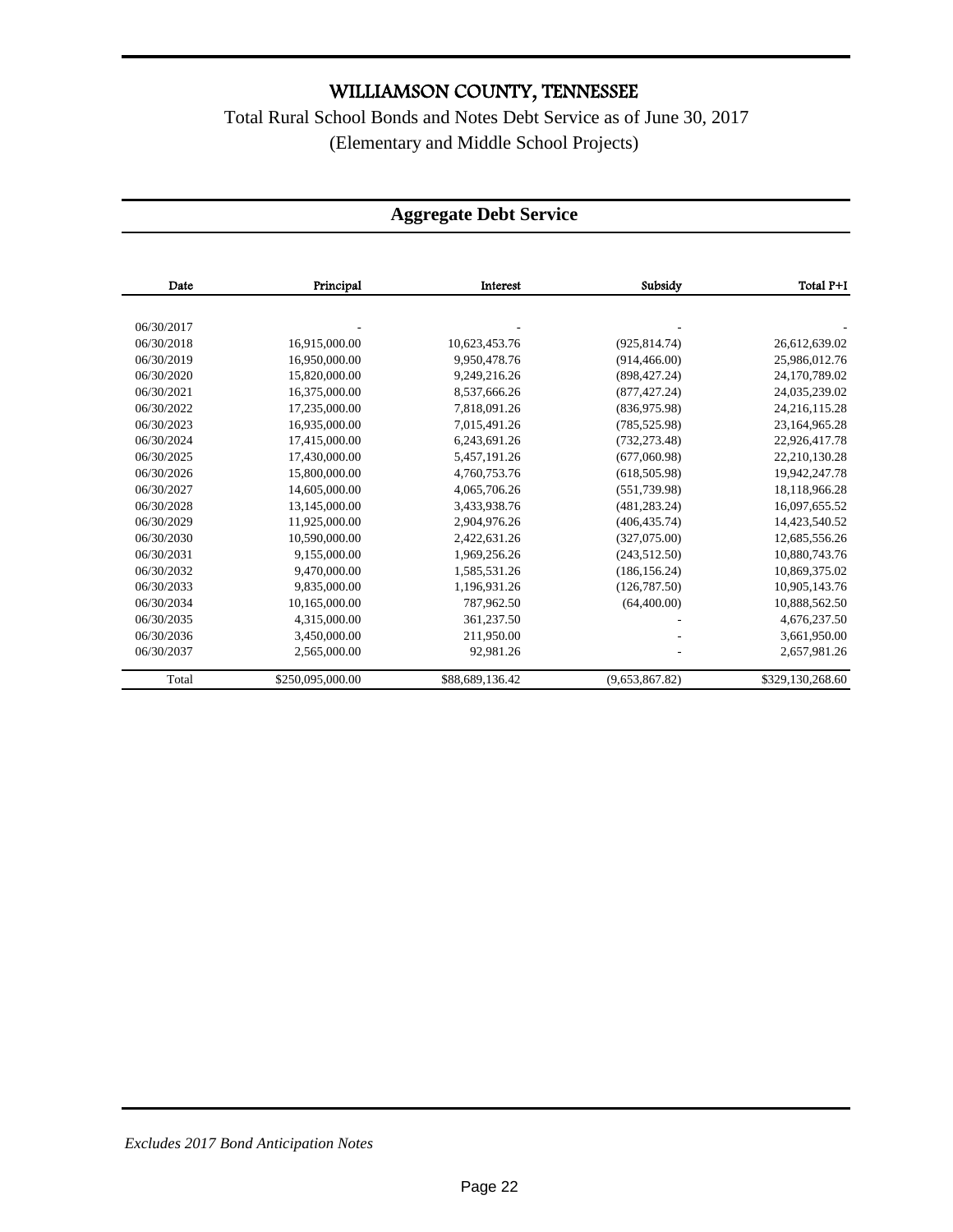# WILLIAMSON COUNTY, TENNESSEE

Total Rural School Bonds and Notes Debt Service as of June 30, 2017

(Elementary and Middle School Projects)

## Aggregate Debt Service

| Date | Principal | Interest | Subsidy | Total P+I |
|---|---|---|---|---|
| 06/30/2017 | - | - | - | - |
| 06/30/2018 | 16,915,000.00 | 10,623,453.76 | (925,814.74) | 26,612,639.02 |
| 06/30/2019 | 16,950,000.00 | 9,950,478.76 | (914,466.00) | 25,986,012.76 |
| 06/30/2020 | 15,820,000.00 | 9,249,216.26 | (898,427.24) | 24,170,789.02 |
| 06/30/2021 | 16,375,000.00 | 8,537,666.26 | (877,427.24) | 24,035,239.02 |
| 06/30/2022 | 17,235,000.00 | 7,818,091.26 | (836,975.98) | 24,216,115.28 |
| 06/30/2023 | 16,935,000.00 | 7,015,491.26 | (785,525.98) | 23,164,965.28 |
| 06/30/2024 | 17,415,000.00 | 6,243,691.26 | (732,273.48) | 22,926,417.78 |
| 06/30/2025 | 17,430,000.00 | 5,457,191.26 | (677,060.98) | 22,210,130.28 |
| 06/30/2026 | 15,800,000.00 | 4,760,753.76 | (618,505.98) | 19,942,247.78 |
| 06/30/2027 | 14,605,000.00 | 4,065,706.26 | (551,739.98) | 18,118,966.28 |
| 06/30/2028 | 13,145,000.00 | 3,433,938.76 | (481,283.24) | 16,097,655.52 |
| 06/30/2029 | 11,925,000.00 | 2,904,976.26 | (406,435.74) | 14,423,540.52 |
| 06/30/2030 | 10,590,000.00 | 2,422,631.26 | (327,075.00) | 12,685,556.26 |
| 06/30/2031 | 9,155,000.00 | 1,969,256.26 | (243,512.50) | 10,880,743.76 |
| 06/30/2032 | 9,470,000.00 | 1,585,531.26 | (186,156.24) | 10,869,375.02 |
| 06/30/2033 | 9,835,000.00 | 1,196,931.26 | (126,787.50) | 10,905,143.76 |
| 06/30/2034 | 10,165,000.00 | 787,962.50 | (64,400.00) | 10,888,562.50 |
| 06/30/2035 | 4,315,000.00 | 361,237.50 | - | 4,676,237.50 |
| 06/30/2036 | 3,450,000.00 | 211,950.00 | - | 3,661,950.00 |
| 06/30/2037 | 2,565,000.00 | 92,981.26 | - | 2,657,981.26 |
| Total | $250,095,000.00 | $88,689,136.42 | (9,653,867.82) | $329,130,268.60 |

*Excludes 2017 Bond Anticipation Notes*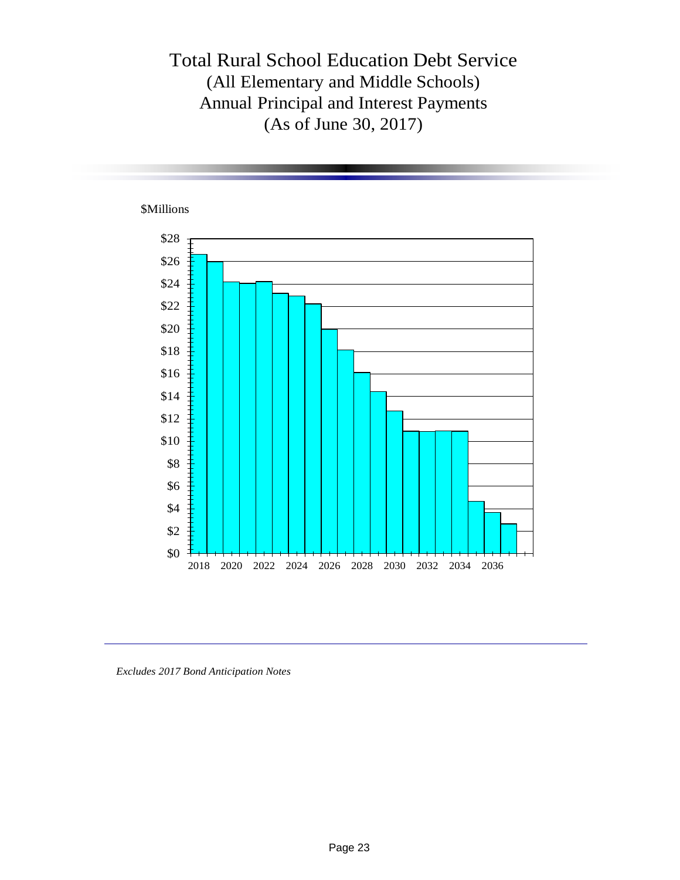# Total Rural School Education Debt Service

## (All Elementary and Middle Schools)

## Annual Principal and Interest Payments

## (As of June 30, 2017)

$Millions

| Year | Amount ($Millions, approx.) |
|---|---|
| 2018 | 26.6 |
| 2019 | 25.9 |
| 2020 | 24.2 |
| 2021 | 24.0 |
| 2022 | 24.2 |
| 2023 | 23.1 |
| 2024 | 22.9 |
| 2025 | 22.2 |
| 2026 | 20.0 |
| 2027 | 18.1 |
| 2028 | 16.1 |
| 2029 | 14.4 |
| 2030 | 12.7 |
| 2031 | 10.9 |
| 2032 | 10.9 |
| 2033 | 10.9 |
| 2034 | 10.9 |
| 2035 | 4.6 |
| 2036 | 3.7 |
| 2037 | 2.6 |

*Excludes 2017 Bond Anticipation Notes*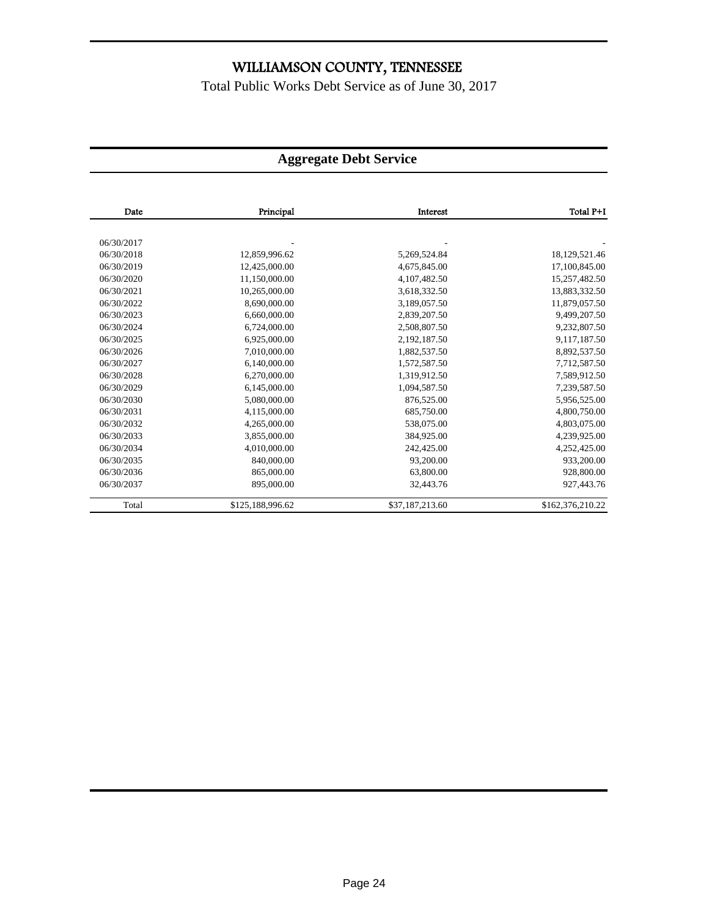# WILLIAMSON COUNTY, TENNESSEE

Total Public Works Debt Service as of June 30, 2017

## Aggregate Debt Service

| Date | Principal | Interest | Total P+I |
|---|---|---|---|
| 06/30/2017 | - | - | - |
| 06/30/2018 | 12,859,996.62 | 5,269,524.84 | 18,129,521.46 |
| 06/30/2019 | 12,425,000.00 | 4,675,845.00 | 17,100,845.00 |
| 06/30/2020 | 11,150,000.00 | 4,107,482.50 | 15,257,482.50 |
| 06/30/2021 | 10,265,000.00 | 3,618,332.50 | 13,883,332.50 |
| 06/30/2022 | 8,690,000.00 | 3,189,057.50 | 11,879,057.50 |
| 06/30/2023 | 6,660,000.00 | 2,839,207.50 | 9,499,207.50 |
| 06/30/2024 | 6,724,000.00 | 2,508,807.50 | 9,232,807.50 |
| 06/30/2025 | 6,925,000.00 | 2,192,187.50 | 9,117,187.50 |
| 06/30/2026 | 7,010,000.00 | 1,882,537.50 | 8,892,537.50 |
| 06/30/2027 | 6,140,000.00 | 1,572,587.50 | 7,712,587.50 |
| 06/30/2028 | 6,270,000.00 | 1,319,912.50 | 7,589,912.50 |
| 06/30/2029 | 6,145,000.00 | 1,094,587.50 | 7,239,587.50 |
| 06/30/2030 | 5,080,000.00 | 876,525.00 | 5,956,525.00 |
| 06/30/2031 | 4,115,000.00 | 685,750.00 | 4,800,750.00 |
| 06/30/2032 | 4,265,000.00 | 538,075.00 | 4,803,075.00 |
| 06/30/2033 | 3,855,000.00 | 384,925.00 | 4,239,925.00 |
| 06/30/2034 | 4,010,000.00 | 242,425.00 | 4,252,425.00 |
| 06/30/2035 | 840,000.00 | 93,200.00 | 933,200.00 |
| 06/30/2036 | 865,000.00 | 63,800.00 | 928,800.00 |
| 06/30/2037 | 895,000.00 | 32,443.76 | 927,443.76 |
| Total | $125,188,996.62 | $37,187,213.60 | $162,376,210.22 |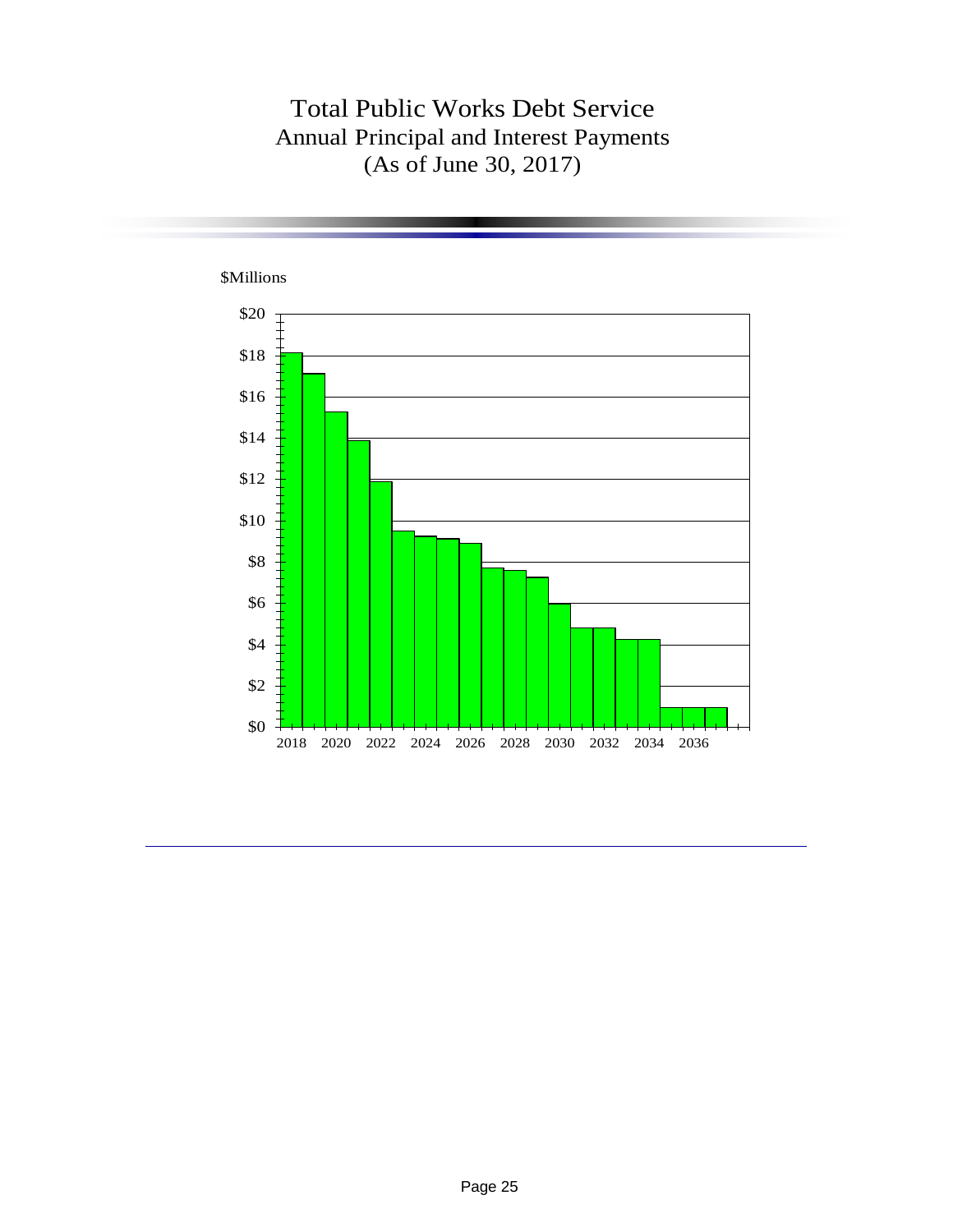# Total Public Works Debt Service

## Annual Principal and Interest Payments

## (As of June 30, 2017)

$Millions

| Year | Amount ($Millions, approx.) |
|---|---|
| 2018 | 18.1 |
| 2019 | 17.1 |
| 2020 | 15.2 |
| 2021 | 13.8 |
| 2022 | 11.8 |
| 2023 | 9.5 |
| 2024 | 9.2 |
| 2025 | 9.1 |
| 2026 | 8.9 |
| 2027 | 7.7 |
| 2028 | 7.6 |
| 2029 | 7.2 |
| 2030 | 5.9 |
| 2031 | 4.8 |
| 2032 | 4.8 |
| 2033 | 4.2 |
| 2034 | 4.2 |
| 2035 | 0.9 |
| 2036 | 0.9 |
| 2037 | 0.9 |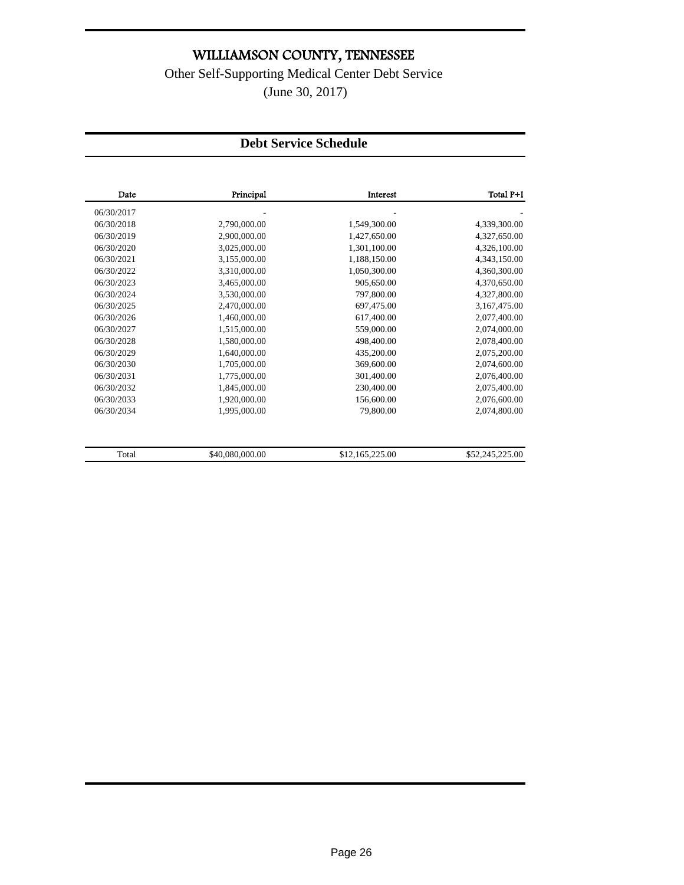# WILLIAMSON COUNTY, TENNESSEE

Other Self-Supporting Medical Center Debt Service

(June 30, 2017)

## Debt Service Schedule

| Date | Principal | Interest | Total P+I |
|---|---|---|---|
| 06/30/2017 | - | - | - |
| 06/30/2018 | 2,790,000.00 | 1,549,300.00 | 4,339,300.00 |
| 06/30/2019 | 2,900,000.00 | 1,427,650.00 | 4,327,650.00 |
| 06/30/2020 | 3,025,000.00 | 1,301,100.00 | 4,326,100.00 |
| 06/30/2021 | 3,155,000.00 | 1,188,150.00 | 4,343,150.00 |
| 06/30/2022 | 3,310,000.00 | 1,050,300.00 | 4,360,300.00 |
| 06/30/2023 | 3,465,000.00 | 905,650.00 | 4,370,650.00 |
| 06/30/2024 | 3,530,000.00 | 797,800.00 | 4,327,800.00 |
| 06/30/2025 | 2,470,000.00 | 697,475.00 | 3,167,475.00 |
| 06/30/2026 | 1,460,000.00 | 617,400.00 | 2,077,400.00 |
| 06/30/2027 | 1,515,000.00 | 559,000.00 | 2,074,000.00 |
| 06/30/2028 | 1,580,000.00 | 498,400.00 | 2,078,400.00 |
| 06/30/2029 | 1,640,000.00 | 435,200.00 | 2,075,200.00 |
| 06/30/2030 | 1,705,000.00 | 369,600.00 | 2,074,600.00 |
| 06/30/2031 | 1,775,000.00 | 301,400.00 | 2,076,400.00 |
| 06/30/2032 | 1,845,000.00 | 230,400.00 | 2,075,400.00 |
| 06/30/2033 | 1,920,000.00 | 156,600.00 | 2,076,600.00 |
| 06/30/2034 | 1,995,000.00 | 79,800.00 | 2,074,800.00 |
| Total | $40,080,000.00 | $12,165,225.00 | $52,245,225.00 |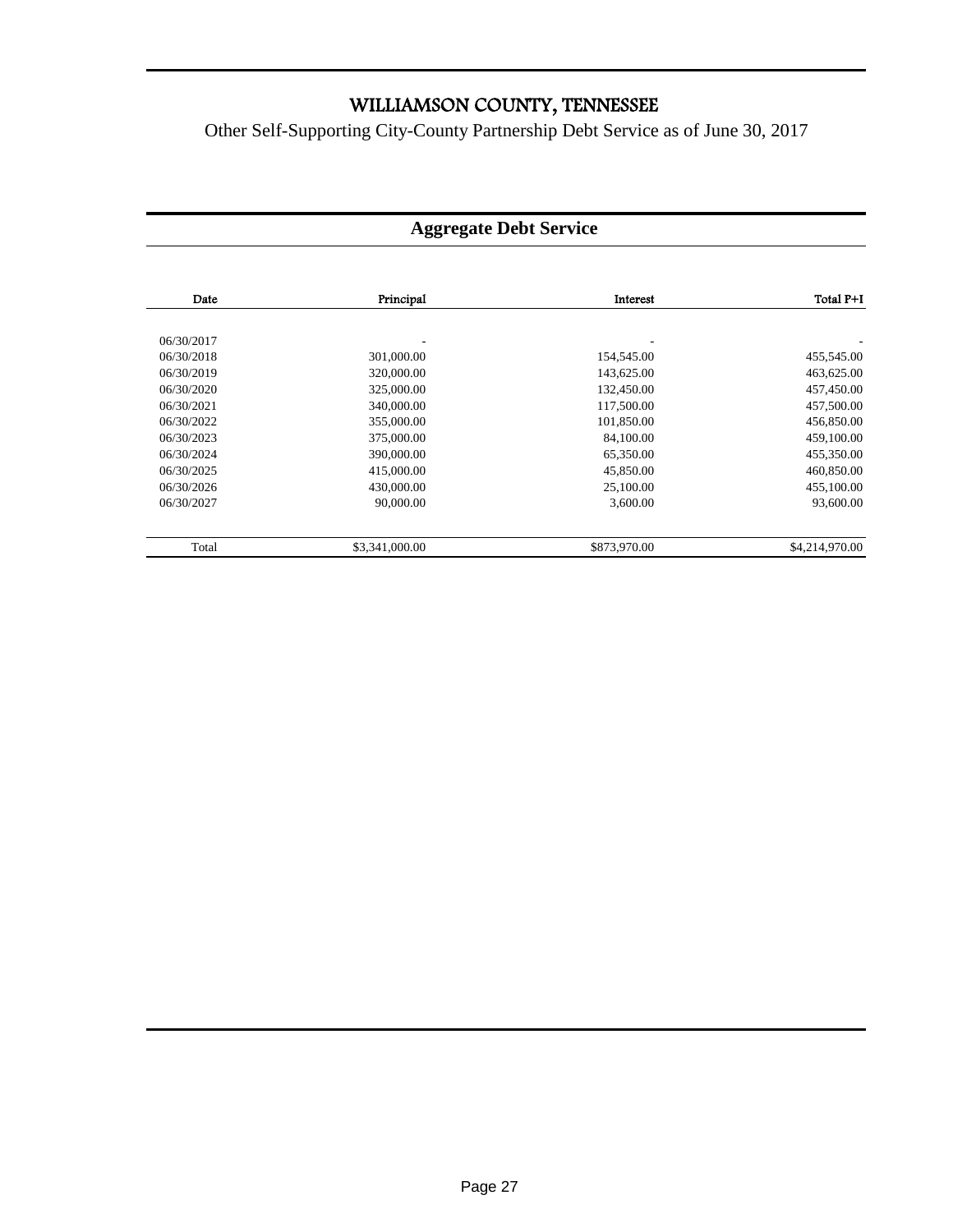# WILLIAMSON COUNTY, TENNESSEE

Other Self-Supporting City-County Partnership Debt Service as of June 30, 2017

## Aggregate Debt Service

| Date | Principal | Interest | Total P+I |
|---|---|---|---|
| 06/30/2017 | - | - | - |
| 06/30/2018 | 301,000.00 | 154,545.00 | 455,545.00 |
| 06/30/2019 | 320,000.00 | 143,625.00 | 463,625.00 |
| 06/30/2020 | 325,000.00 | 132,450.00 | 457,450.00 |
| 06/30/2021 | 340,000.00 | 117,500.00 | 457,500.00 |
| 06/30/2022 | 355,000.00 | 101,850.00 | 456,850.00 |
| 06/30/2023 | 375,000.00 | 84,100.00 | 459,100.00 |
| 06/30/2024 | 390,000.00 | 65,350.00 | 455,350.00 |
| 06/30/2025 | 415,000.00 | 45,850.00 | 460,850.00 |
| 06/30/2026 | 430,000.00 | 25,100.00 | 455,100.00 |
| 06/30/2027 | 90,000.00 | 3,600.00 | 93,600.00 |
| Total | $3,341,000.00 | $873,970.00 | $4,214,970.00 |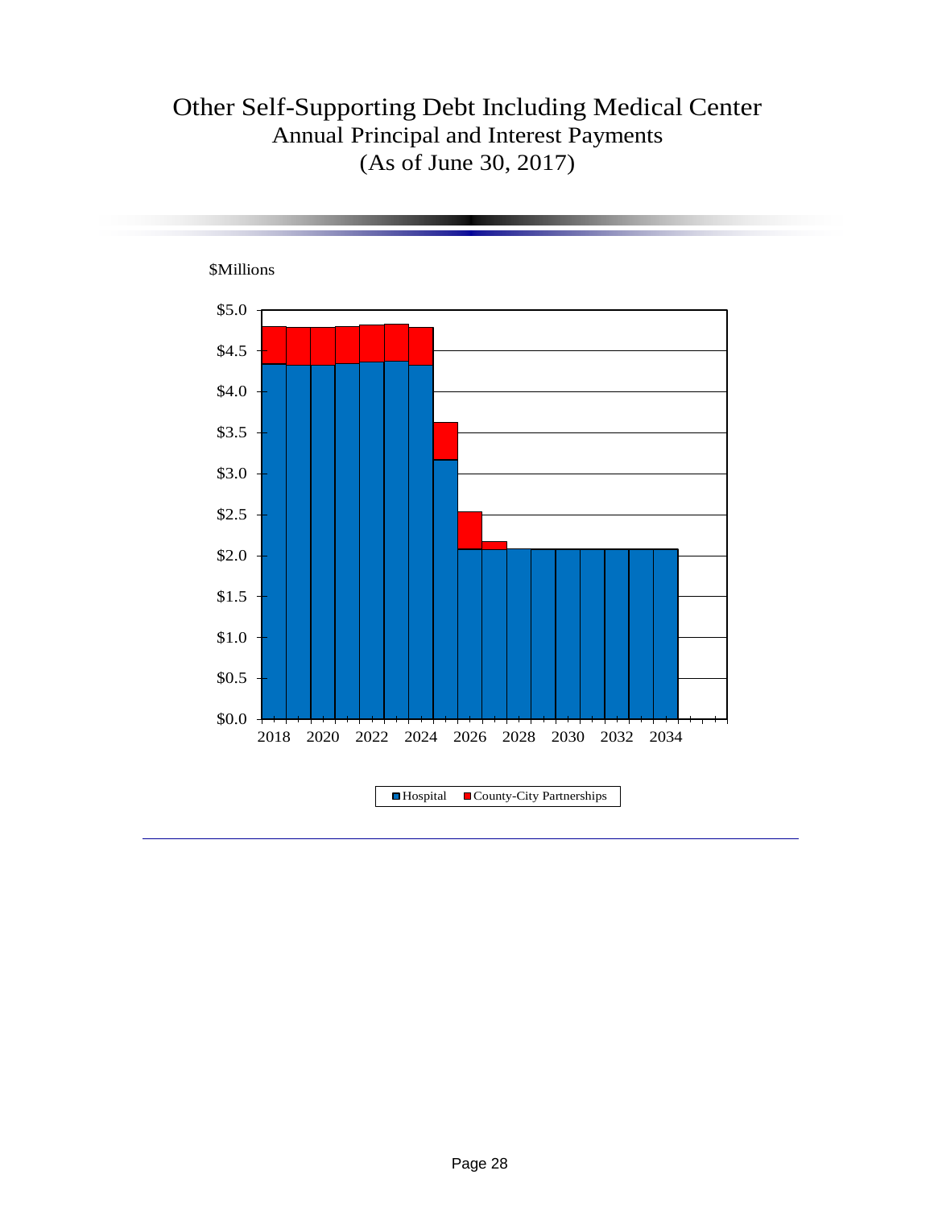# Other Self-Supporting Debt Including Medical Center

## Annual Principal and Interest Payments

## (As of June 30, 2017)

$Millions

$5.0
$4.5
$4.0
$3.5
$3.0
$2.5
$2.0
$1.5
$1.0
$0.5
$0.0

2018 2020 2022 2024 2026 2028 2030 2032 2034

Hospital
County-City Partnerships